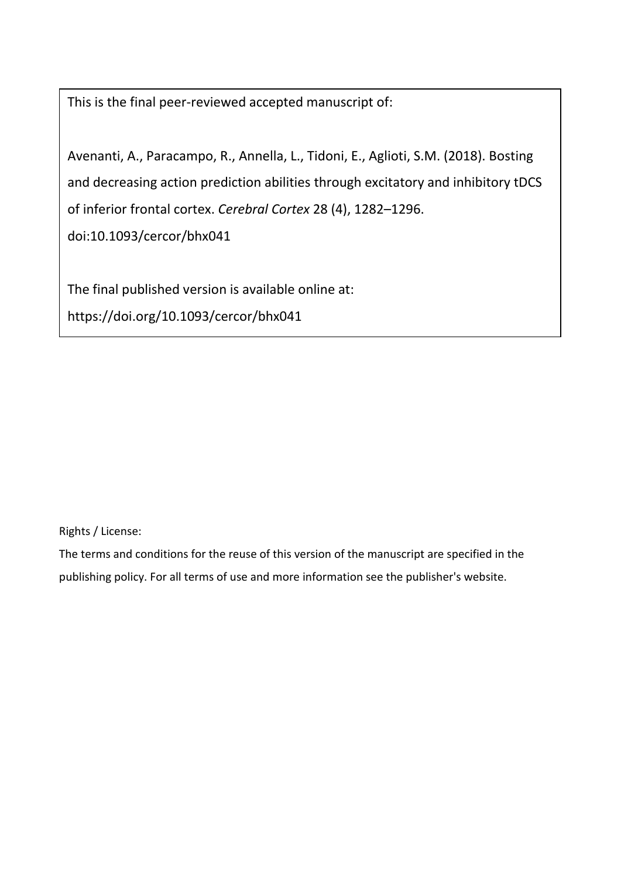This is the final peer-reviewed accepted manuscript of:

Avenanti, A., Paracampo, R., Annella, L., Tidoni, E., Aglioti, S.M. (2018). Bosting and decreasing action prediction abilities through excitatory and inhibitory tDCS of inferior frontal cortex. *Cerebral Cortex* 28 (4), 1282–1296. doi:10.1093/cercor/bhx041

The final published version is available online at: https://doi.org/10.1093/cercor/bhx041

Rights / License:

The terms and conditions for the reuse of this version of the manuscript are specified in the publishing policy. For all terms of use and more information see the publisher's website.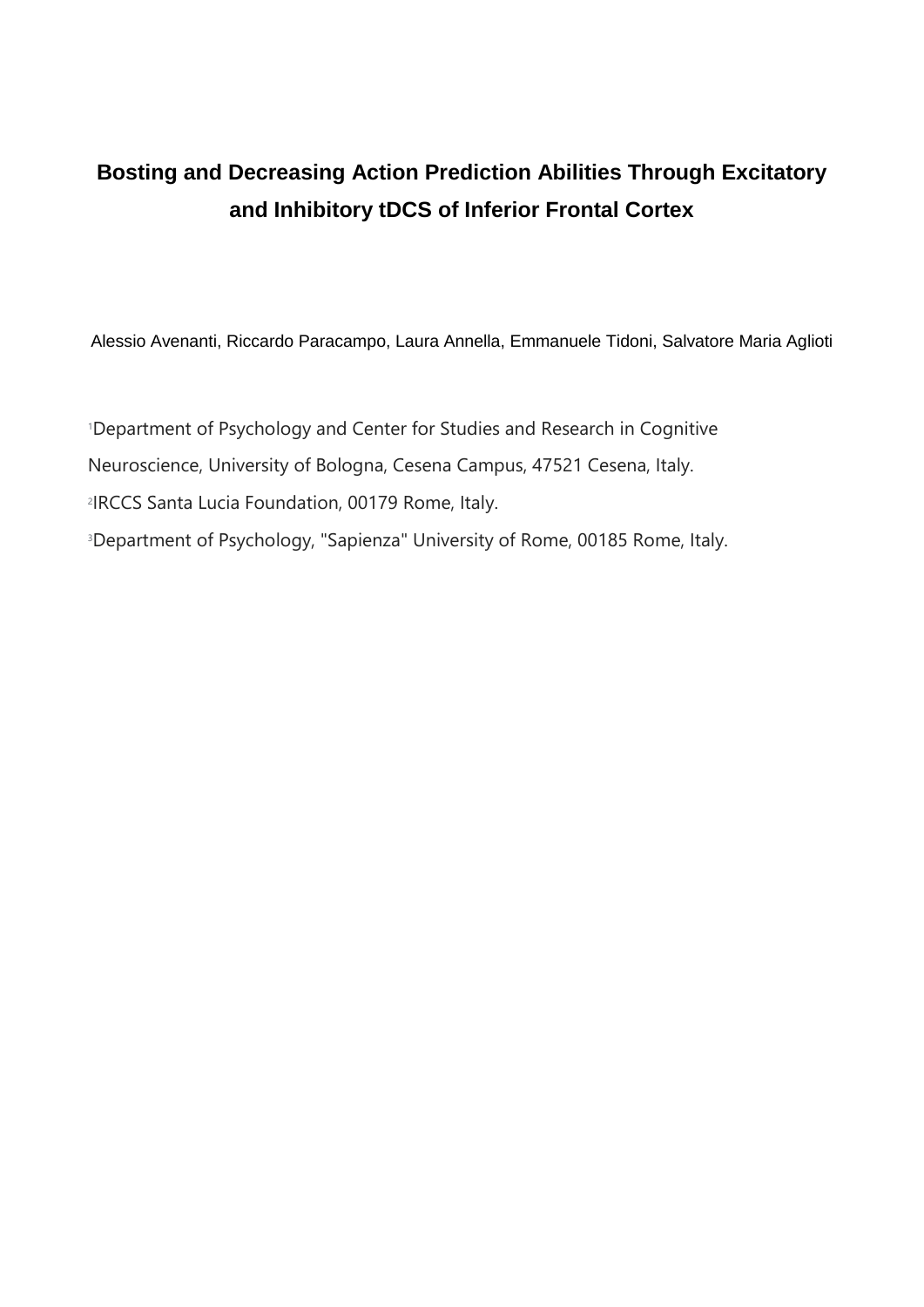# Bosting and Decreasing Action Prediction Abilities Through Excitatory and Inhibitory tDCS of Inferior Frontal Cortex

Alessio Avenanti, Riccardo Paracampo, Laura Annella, Emmanuele Tidoni, Salvatore Maria Aglioti

[1]Department of Psychology and Center for Studies and Research in Cognitive Neuroscience, University of Bologna, Cesena Campus, 47521 Cesena, Italy.

[2]IRCCS Santa Lucia Foundation, 00179 Rome, Italy.

[3]Department of Psychology, "Sapienza" University of Rome, 00185 Rome, Italy.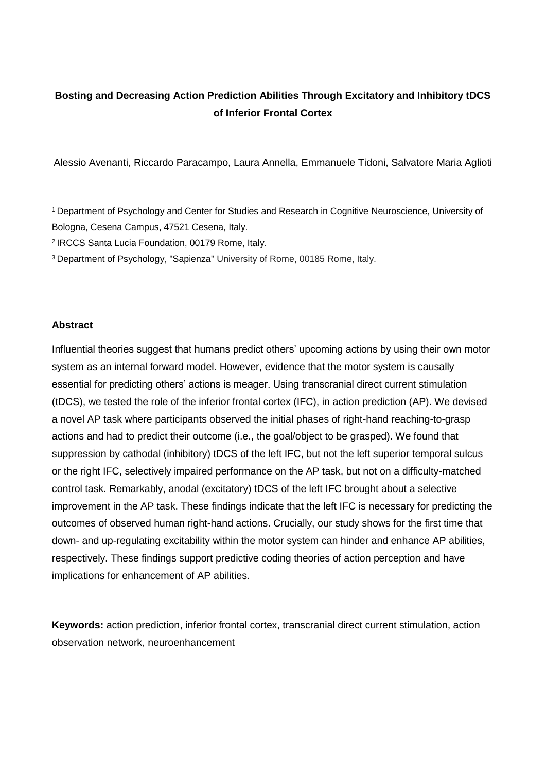**Bosting and Decreasing Action Prediction Abilities Through Excitatory and Inhibitory tDCS of Inferior Frontal Cortex**

Alessio Avenanti, Riccardo Paracampo, Laura Annella, Emmanuele Tidoni, Salvatore Maria Aglioti

[1] Department of Psychology and Center for Studies and Research in Cognitive Neuroscience, University of Bologna, Cesena Campus, 47521 Cesena, Italy.

[2] IRCCS Santa Lucia Foundation, 00179 Rome, Italy.

[3] Department of Psychology, "Sapienza" University of Rome, 00185 Rome, Italy.

## Abstract

Influential theories suggest that humans predict others' upcoming actions by using their own motor system as an internal forward model. However, evidence that the motor system is causally essential for predicting others' actions is meager. Using transcranial direct current stimulation (tDCS), we tested the role of the inferior frontal cortex (IFC), in action prediction (AP). We devised a novel AP task where participants observed the initial phases of right-hand reaching-to-grasp actions and had to predict their outcome (i.e., the goal/object to be grasped). We found that suppression by cathodal (inhibitory) tDCS of the left IFC, but not the left superior temporal sulcus or the right IFC, selectively impaired performance on the AP task, but not on a difficulty-matched control task. Remarkably, anodal (excitatory) tDCS of the left IFC brought about a selective improvement in the AP task. These findings indicate that the left IFC is necessary for predicting the outcomes of observed human right-hand actions. Crucially, our study shows for the first time that down- and up-regulating excitability within the motor system can hinder and enhance AP abilities, respectively. These findings support predictive coding theories of action perception and have implications for enhancement of AP abilities.

**Keywords:** action prediction, inferior frontal cortex, transcranial direct current stimulation, action observation network, neuroenhancement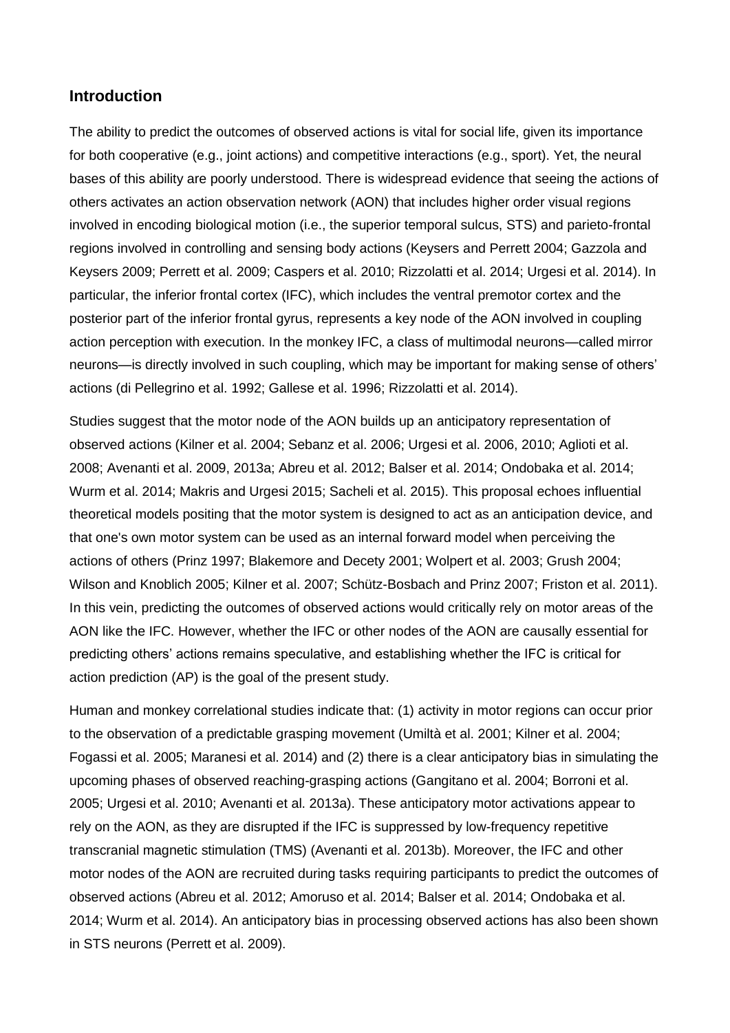## Introduction

The ability to predict the outcomes of observed actions is vital for social life, given its importance for both cooperative (e.g., joint actions) and competitive interactions (e.g., sport). Yet, the neural bases of this ability are poorly understood. There is widespread evidence that seeing the actions of others activates an action observation network (AON) that includes higher order visual regions involved in encoding biological motion (i.e., the superior temporal sulcus, STS) and parieto-frontal regions involved in controlling and sensing body actions (Keysers and Perrett 2004; Gazzola and Keysers 2009; Perrett et al. 2009; Caspers et al. 2010; Rizzolatti et al. 2014; Urgesi et al. 2014). In particular, the inferior frontal cortex (IFC), which includes the ventral premotor cortex and the posterior part of the inferior frontal gyrus, represents a key node of the AON involved in coupling action perception with execution. In the monkey IFC, a class of multimodal neurons—called mirror neurons—is directly involved in such coupling, which may be important for making sense of others' actions (di Pellegrino et al. 1992; Gallese et al. 1996; Rizzolatti et al. 2014).

Studies suggest that the motor node of the AON builds up an anticipatory representation of observed actions (Kilner et al. 2004; Sebanz et al. 2006; Urgesi et al. 2006, 2010; Aglioti et al. 2008; Avenanti et al. 2009, 2013a; Abreu et al. 2012; Balser et al. 2014; Ondobaka et al. 2014; Wurm et al. 2014; Makris and Urgesi 2015; Sacheli et al. 2015). This proposal echoes influential theoretical models positing that the motor system is designed to act as an anticipation device, and that one's own motor system can be used as an internal forward model when perceiving the actions of others (Prinz 1997; Blakemore and Decety 2001; Wolpert et al. 2003; Grush 2004; Wilson and Knoblich 2005; Kilner et al. 2007; Schütz-Bosbach and Prinz 2007; Friston et al. 2011). In this vein, predicting the outcomes of observed actions would critically rely on motor areas of the AON like the IFC. However, whether the IFC or other nodes of the AON are causally essential for predicting others' actions remains speculative, and establishing whether the IFC is critical for action prediction (AP) is the goal of the present study.

Human and monkey correlational studies indicate that: (1) activity in motor regions can occur prior to the observation of a predictable grasping movement (Umiltà et al. 2001; Kilner et al. 2004; Fogassi et al. 2005; Maranesi et al. 2014) and (2) there is a clear anticipatory bias in simulating the upcoming phases of observed reaching-grasping actions (Gangitano et al. 2004; Borroni et al. 2005; Urgesi et al. 2010; Avenanti et al. 2013a). These anticipatory motor activations appear to rely on the AON, as they are disrupted if the IFC is suppressed by low-frequency repetitive transcranial magnetic stimulation (TMS) (Avenanti et al. 2013b). Moreover, the IFC and other motor nodes of the AON are recruited during tasks requiring participants to predict the outcomes of observed actions (Abreu et al. 2012; Amoruso et al. 2014; Balser et al. 2014; Ondobaka et al. 2014; Wurm et al. 2014). An anticipatory bias in processing observed actions has also been shown in STS neurons (Perrett et al. 2009).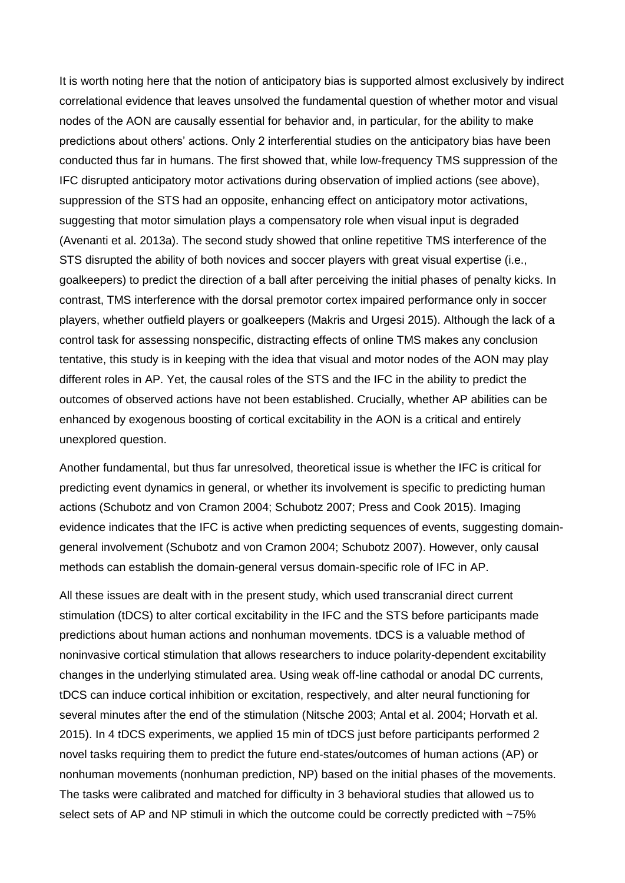It is worth noting here that the notion of anticipatory bias is supported almost exclusively by indirect correlational evidence that leaves unsolved the fundamental question of whether motor and visual nodes of the AON are causally essential for behavior and, in particular, for the ability to make predictions about others' actions. Only 2 interferential studies on the anticipatory bias have been conducted thus far in humans. The first showed that, while low-frequency TMS suppression of the IFC disrupted anticipatory motor activations during observation of implied actions (see above), suppression of the STS had an opposite, enhancing effect on anticipatory motor activations, suggesting that motor simulation plays a compensatory role when visual input is degraded (Avenanti et al. 2013a). The second study showed that online repetitive TMS interference of the STS disrupted the ability of both novices and soccer players with great visual expertise (i.e., goalkeepers) to predict the direction of a ball after perceiving the initial phases of penalty kicks. In contrast, TMS interference with the dorsal premotor cortex impaired performance only in soccer players, whether outfield players or goalkeepers (Makris and Urgesi 2015). Although the lack of a control task for assessing nonspecific, distracting effects of online TMS makes any conclusion tentative, this study is in keeping with the idea that visual and motor nodes of the AON may play different roles in AP. Yet, the causal roles of the STS and the IFC in the ability to predict the outcomes of observed actions have not been established. Crucially, whether AP abilities can be enhanced by exogenous boosting of cortical excitability in the AON is a critical and entirely unexplored question.

Another fundamental, but thus far unresolved, theoretical issue is whether the IFC is critical for predicting event dynamics in general, or whether its involvement is specific to predicting human actions (Schubotz and von Cramon 2004; Schubotz 2007; Press and Cook 2015). Imaging evidence indicates that the IFC is active when predicting sequences of events, suggesting domain-general involvement (Schubotz and von Cramon 2004; Schubotz 2007). However, only causal methods can establish the domain-general versus domain-specific role of IFC in AP.

All these issues are dealt with in the present study, which used transcranial direct current stimulation (tDCS) to alter cortical excitability in the IFC and the STS before participants made predictions about human actions and nonhuman movements. tDCS is a valuable method of noninvasive cortical stimulation that allows researchers to induce polarity-dependent excitability changes in the underlying stimulated area. Using weak off-line cathodal or anodal DC currents, tDCS can induce cortical inhibition or excitation, respectively, and alter neural functioning for several minutes after the end of the stimulation (Nitsche 2003; Antal et al. 2004; Horvath et al. 2015). In 4 tDCS experiments, we applied 15 min of tDCS just before participants performed 2 novel tasks requiring them to predict the future end-states/outcomes of human actions (AP) or nonhuman movements (nonhuman prediction, NP) based on the initial phases of the movements. The tasks were calibrated and matched for difficulty in 3 behavioral studies that allowed us to select sets of AP and NP stimuli in which the outcome could be correctly predicted with ~75%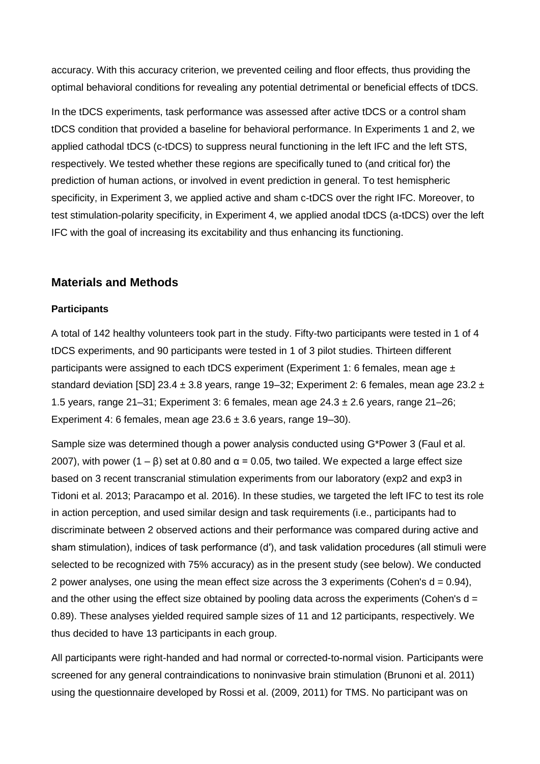accuracy. With this accuracy criterion, we prevented ceiling and floor effects, thus providing the optimal behavioral conditions for revealing any potential detrimental or beneficial effects of tDCS.

In the tDCS experiments, task performance was assessed after active tDCS or a control sham tDCS condition that provided a baseline for behavioral performance. In Experiments 1 and 2, we applied cathodal tDCS (c-tDCS) to suppress neural functioning in the left IFC and the left STS, respectively. We tested whether these regions are specifically tuned to (and critical for) the prediction of human actions, or involved in event prediction in general. To test hemispheric specificity, in Experiment 3, we applied active and sham c-tDCS over the right IFC. Moreover, to test stimulation-polarity specificity, in Experiment 4, we applied anodal tDCS (a-tDCS) over the left IFC with the goal of increasing its excitability and thus enhancing its functioning.

## Materials and Methods

### Participants

A total of 142 healthy volunteers took part in the study. Fifty-two participants were tested in 1 of 4 tDCS experiments, and 90 participants were tested in 1 of 3 pilot studies. Thirteen different participants were assigned to each tDCS experiment (Experiment 1: 6 females, mean age ± standard deviation [SD] 23.4 ± 3.8 years, range 19–32; Experiment 2: 6 females, mean age 23.2 ± 1.5 years, range 21–31; Experiment 3: 6 females, mean age 24.3 ± 2.6 years, range 21–26; Experiment 4: 6 females, mean age 23.6 ± 3.6 years, range 19–30).

Sample size was determined though a power analysis conducted using G*Power 3 (Faul et al. 2007), with power ($1 - \beta$) set at 0.80 and $\alpha = 0.05$, two tailed. We expected a large effect size based on 3 recent transcranial stimulation experiments from our laboratory (exp2 and exp3 in Tidoni et al. 2013; Paracampo et al. 2016). In these studies, we targeted the left IFC to test its role in action perception, and used similar design and task requirements (i.e., participants had to discriminate between 2 observed actions and their performance was compared during active and sham stimulation), indices of task performance ($d'$), and task validation procedures (all stimuli were selected to be recognized with 75% accuracy) as in the present study (see below). We conducted 2 power analyses, one using the mean effect size across the 3 experiments (Cohen's $d = 0.94$), and the other using the effect size obtained by pooling data across the experiments (Cohen's $d = 0.89$). These analyses yielded required sample sizes of 11 and 12 participants, respectively. We thus decided to have 13 participants in each group.

All participants were right-handed and had normal or corrected-to-normal vision. Participants were screened for any general contraindications to noninvasive brain stimulation (Brunoni et al. 2011) using the questionnaire developed by Rossi et al. (2009, 2011) for TMS. No participant was on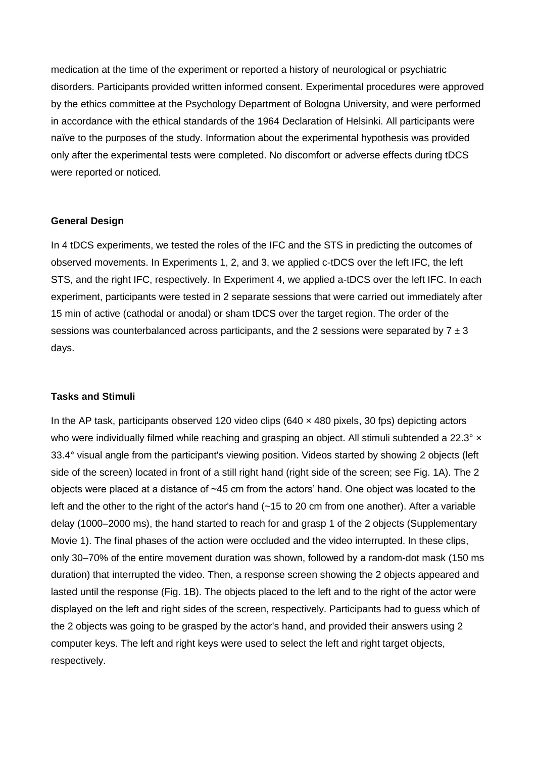medication at the time of the experiment or reported a history of neurological or psychiatric disorders. Participants provided written informed consent. Experimental procedures were approved by the ethics committee at the Psychology Department of Bologna University, and were performed in accordance with the ethical standards of the 1964 Declaration of Helsinki. All participants were naïve to the purposes of the study. Information about the experimental hypothesis was provided only after the experimental tests were completed. No discomfort or adverse effects during tDCS were reported or noticed.

**General Design**

In 4 tDCS experiments, we tested the roles of the IFC and the STS in predicting the outcomes of observed movements. In Experiments 1, 2, and 3, we applied c-tDCS over the left IFC, the left STS, and the right IFC, respectively. In Experiment 4, we applied a-tDCS over the left IFC. In each experiment, participants were tested in 2 separate sessions that were carried out immediately after 15 min of active (cathodal or anodal) or sham tDCS over the target region. The order of the sessions was counterbalanced across participants, and the 2 sessions were separated by $7 \pm 3$ days.

**Tasks and Stimuli**

In the AP task, participants observed 120 video clips ($640 \times 480$ pixels, 30 fps) depicting actors who were individually filmed while reaching and grasping an object. All stimuli subtended a $22.3° \times 33.4°$ visual angle from the participant's viewing position. Videos started by showing 2 objects (left side of the screen) located in front of a still right hand (right side of the screen; see Fig. 1A). The 2 objects were placed at a distance of ~45 cm from the actors' hand. One object was located to the left and the other to the right of the actor's hand (~15 to 20 cm from one another). After a variable delay (1000–2000 ms), the hand started to reach for and grasp 1 of the 2 objects (Supplementary Movie 1). The final phases of the action were occluded and the video interrupted. In these clips, only 30–70% of the entire movement duration was shown, followed by a random-dot mask (150 ms duration) that interrupted the video. Then, a response screen showing the 2 objects appeared and lasted until the response (Fig. 1B). The objects placed to the left and to the right of the actor were displayed on the left and right sides of the screen, respectively. Participants had to guess which of the 2 objects was going to be grasped by the actor's hand, and provided their answers using 2 computer keys. The left and right keys were used to select the left and right target objects, respectively.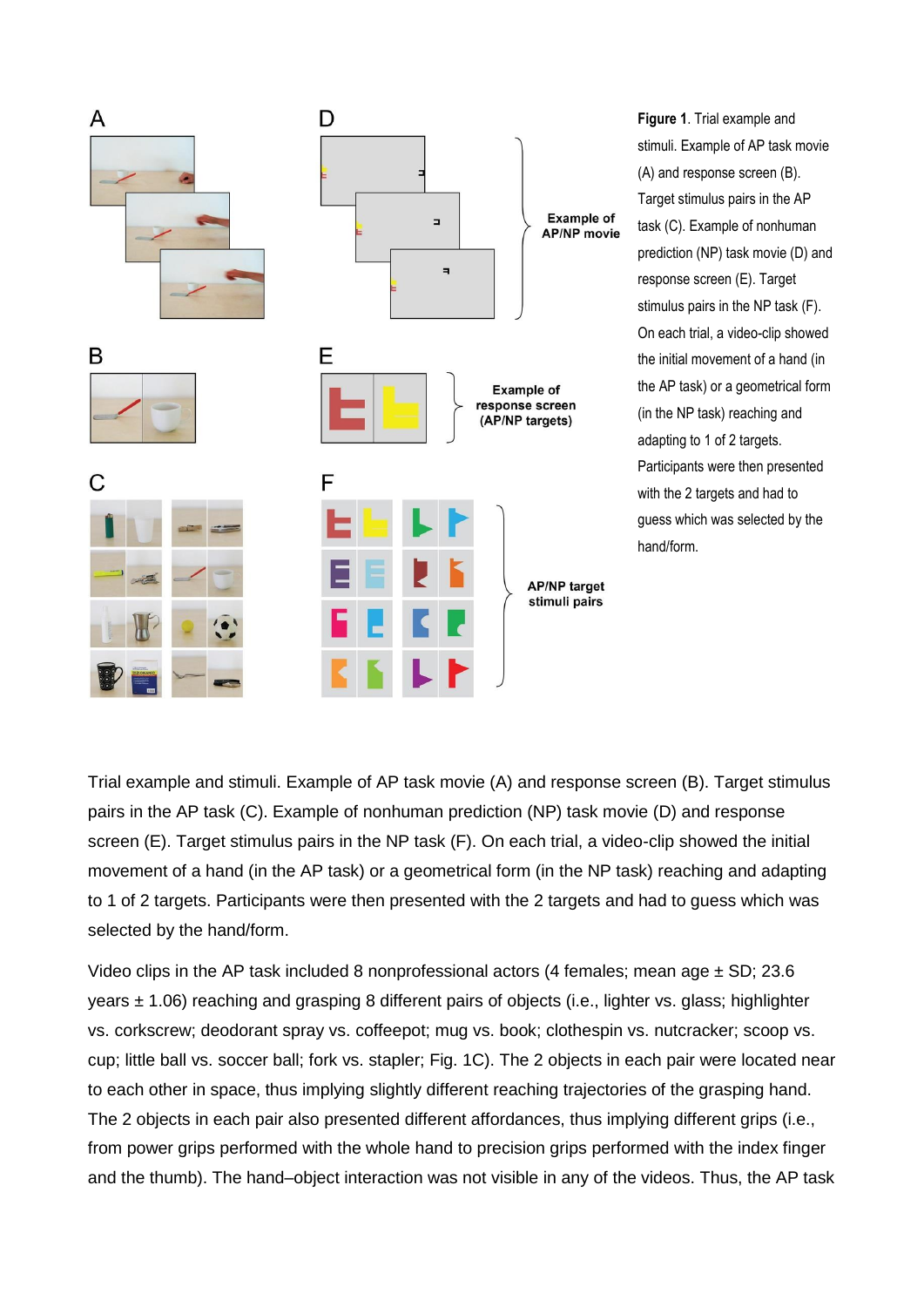**Figure 1**. Trial example and stimuli. Example of AP task movie (A) and response screen (B). Target stimulus pairs in the AP task (C). Example of nonhuman prediction (NP) task movie (D) and response screen (E). Target stimulus pairs in the NP task (F). On each trial, a video-clip showed the initial movement of a hand (in the AP task) or a geometrical form (in the NP task) reaching and adapting to 1 of 2 targets. Participants were then presented with the 2 targets and had to guess which was selected by the hand/form.

Trial example and stimuli. Example of AP task movie (A) and response screen (B). Target stimulus pairs in the AP task (C). Example of nonhuman prediction (NP) task movie (D) and response screen (E). Target stimulus pairs in the NP task (F). On each trial, a video-clip showed the initial movement of a hand (in the AP task) or a geometrical form (in the NP task) reaching and adapting to 1 of 2 targets. Participants were then presented with the 2 targets and had to guess which was selected by the hand/form.

Video clips in the AP task included 8 nonprofessional actors (4 females; mean age ± SD; 23.6 years ± 1.06) reaching and grasping 8 different pairs of objects (i.e., lighter vs. glass; highlighter vs. corkscrew; deodorant spray vs. coffeepot; mug vs. book; clothespin vs. nutcracker; scoop vs. cup; little ball vs. soccer ball; fork vs. stapler; Fig. 1C). The 2 objects in each pair were located near to each other in space, thus implying slightly different reaching trajectories of the grasping hand. The 2 objects in each pair also presented different affordances, thus implying different grips (i.e., from power grips performed with the whole hand to precision grips performed with the index finger and the thumb). The hand–object interaction was not visible in any of the videos. Thus, the AP task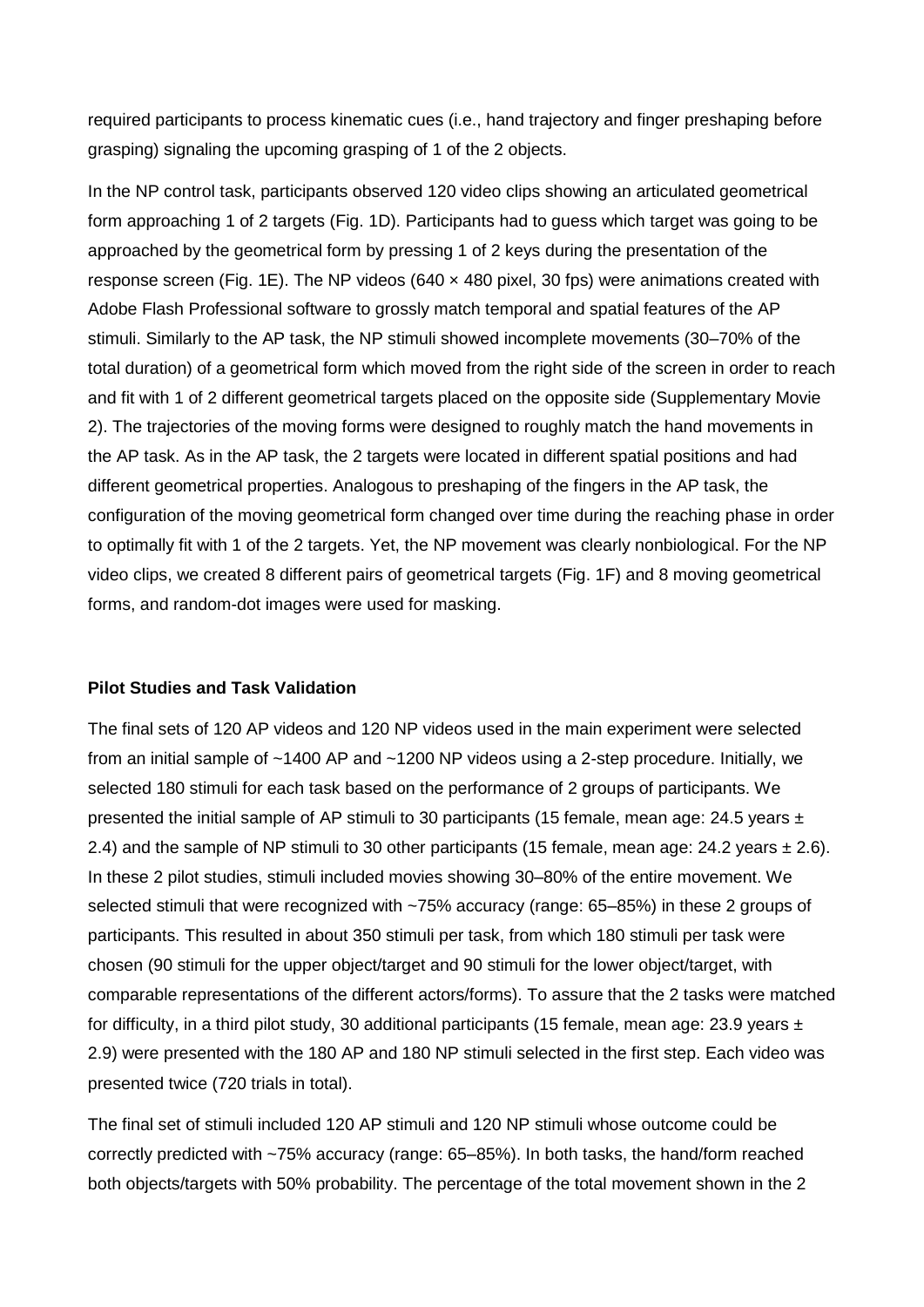required participants to process kinematic cues (i.e., hand trajectory and finger preshaping before grasping) signaling the upcoming grasping of 1 of the 2 objects.

In the NP control task, participants observed 120 video clips showing an articulated geometrical form approaching 1 of 2 targets (Fig. 1D). Participants had to guess which target was going to be approached by the geometrical form by pressing 1 of 2 keys during the presentation of the response screen (Fig. 1E). The NP videos (640 × 480 pixel, 30 fps) were animations created with Adobe Flash Professional software to grossly match temporal and spatial features of the AP stimuli. Similarly to the AP task, the NP stimuli showed incomplete movements (30–70% of the total duration) of a geometrical form which moved from the right side of the screen in order to reach and fit with 1 of 2 different geometrical targets placed on the opposite side (Supplementary Movie 2). The trajectories of the moving forms were designed to roughly match the hand movements in the AP task. As in the AP task, the 2 targets were located in different spatial positions and had different geometrical properties. Analogous to preshaping of the fingers in the AP task, the configuration of the moving geometrical form changed over time during the reaching phase in order to optimally fit with 1 of the 2 targets. Yet, the NP movement was clearly nonbiological. For the NP video clips, we created 8 different pairs of geometrical targets (Fig. 1F) and 8 moving geometrical forms, and random-dot images were used for masking.

**Pilot Studies and Task Validation**

The final sets of 120 AP videos and 120 NP videos used in the main experiment were selected from an initial sample of ~1400 AP and ~1200 NP videos using a 2-step procedure. Initially, we selected 180 stimuli for each task based on the performance of 2 groups of participants. We presented the initial sample of AP stimuli to 30 participants (15 female, mean age: 24.5 years ± 2.4) and the sample of NP stimuli to 30 other participants (15 female, mean age: 24.2 years ± 2.6). In these 2 pilot studies, stimuli included movies showing 30–80% of the entire movement. We selected stimuli that were recognized with ~75% accuracy (range: 65–85%) in these 2 groups of participants. This resulted in about 350 stimuli per task, from which 180 stimuli per task were chosen (90 stimuli for the upper object/target and 90 stimuli for the lower object/target, with comparable representations of the different actors/forms). To assure that the 2 tasks were matched for difficulty, in a third pilot study, 30 additional participants (15 female, mean age: 23.9 years ± 2.9) were presented with the 180 AP and 180 NP stimuli selected in the first step. Each video was presented twice (720 trials in total).

The final set of stimuli included 120 AP stimuli and 120 NP stimuli whose outcome could be correctly predicted with ~75% accuracy (range: 65–85%). In both tasks, the hand/form reached both objects/targets with 50% probability. The percentage of the total movement shown in the 2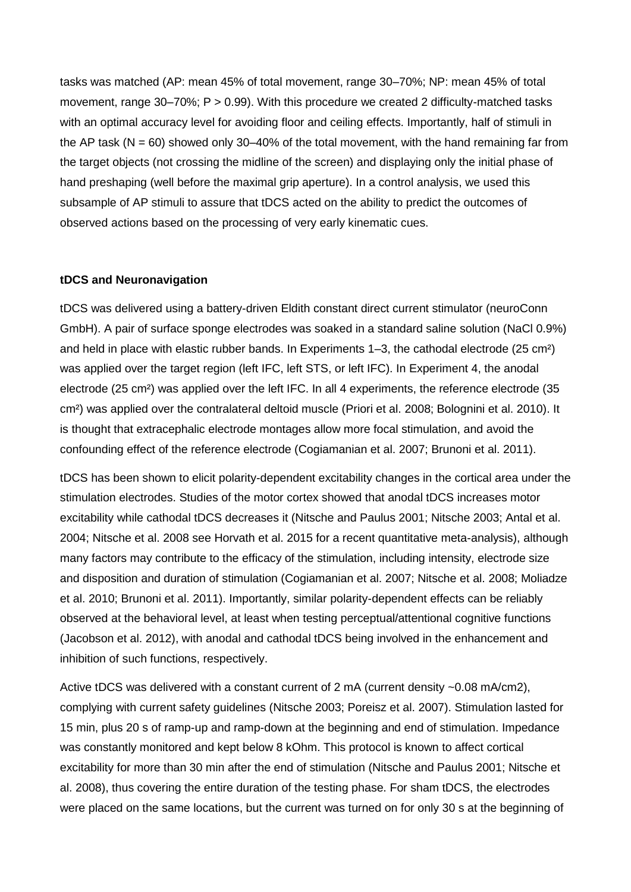tasks was matched (AP: mean 45% of total movement, range 30–70%; NP: mean 45% of total movement, range 30–70%; $P > 0.99$). With this procedure we created 2 difficulty-matched tasks with an optimal accuracy level for avoiding floor and ceiling effects. Importantly, half of stimuli in the AP task ($N = 60$) showed only 30–40% of the total movement, with the hand remaining far from the target objects (not crossing the midline of the screen) and displaying only the initial phase of hand preshaping (well before the maximal grip aperture). In a control analysis, we used this subsample of AP stimuli to assure that tDCS acted on the ability to predict the outcomes of observed actions based on the processing of very early kinematic cues.

**tDCS and Neuronavigation**

tDCS was delivered using a battery-driven Eldith constant direct current stimulator (neuroConn GmbH). A pair of surface sponge electrodes was soaked in a standard saline solution (NaCl 0.9%) and held in place with elastic rubber bands. In Experiments 1–3, the cathodal electrode (25 cm²) was applied over the target region (left IFC, left STS, or left IFC). In Experiment 4, the anodal electrode (25 cm²) was applied over the left IFC. In all 4 experiments, the reference electrode (35 cm²) was applied over the contralateral deltoid muscle (Priori et al. 2008; Bolognini et al. 2010). It is thought that extracephalic electrode montages allow more focal stimulation, and avoid the confounding effect of the reference electrode (Cogiamanian et al. 2007; Brunoni et al. 2011).

tDCS has been shown to elicit polarity-dependent excitability changes in the cortical area under the stimulation electrodes. Studies of the motor cortex showed that anodal tDCS increases motor excitability while cathodal tDCS decreases it (Nitsche and Paulus 2001; Nitsche 2003; Antal et al. 2004; Nitsche et al. 2008 see Horvath et al. 2015 for a recent quantitative meta-analysis), although many factors may contribute to the efficacy of the stimulation, including intensity, electrode size and disposition and duration of stimulation (Cogiamanian et al. 2007; Nitsche et al. 2008; Moliadze et al. 2010; Brunoni et al. 2011). Importantly, similar polarity-dependent effects can be reliably observed at the behavioral level, at least when testing perceptual/attentional cognitive functions (Jacobson et al. 2012), with anodal and cathodal tDCS being involved in the enhancement and inhibition of such functions, respectively.

Active tDCS was delivered with a constant current of 2 mA (current density ~0.08 mA/cm2), complying with current safety guidelines (Nitsche 2003; Poreisz et al. 2007). Stimulation lasted for 15 min, plus 20 s of ramp-up and ramp-down at the beginning and end of stimulation. Impedance was constantly monitored and kept below 8 kOhm. This protocol is known to affect cortical excitability for more than 30 min after the end of stimulation (Nitsche and Paulus 2001; Nitsche et al. 2008), thus covering the entire duration of the testing phase. For sham tDCS, the electrodes were placed on the same locations, but the current was turned on for only 30 s at the beginning of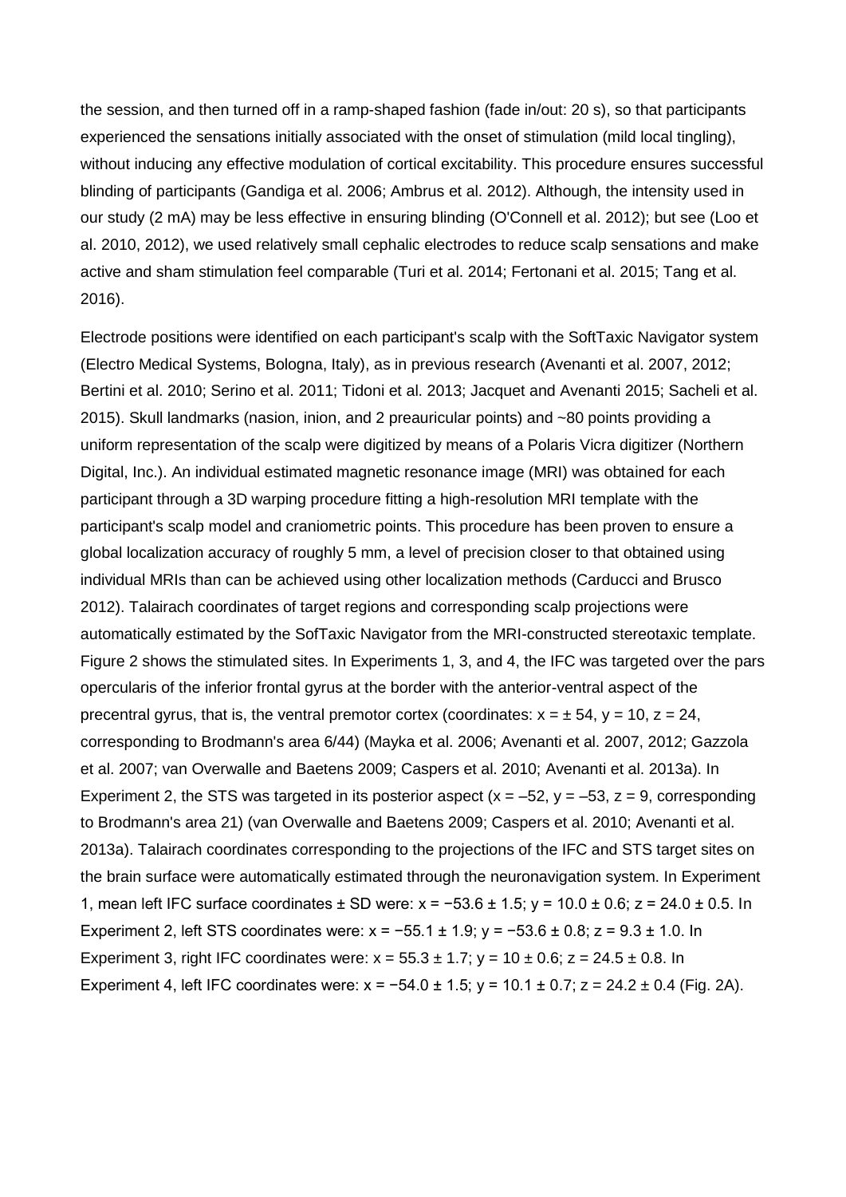the session, and then turned off in a ramp-shaped fashion (fade in/out: 20 s), so that participants experienced the sensations initially associated with the onset of stimulation (mild local tingling), without inducing any effective modulation of cortical excitability. This procedure ensures successful blinding of participants (Gandiga et al. 2006; Ambrus et al. 2012). Although, the intensity used in our study (2 mA) may be less effective in ensuring blinding (O'Connell et al. 2012); but see (Loo et al. 2010, 2012), we used relatively small cephalic electrodes to reduce scalp sensations and make active and sham stimulation feel comparable (Turi et al. 2014; Fertonani et al. 2015; Tang et al. 2016).

Electrode positions were identified on each participant's scalp with the SoftTaxic Navigator system (Electro Medical Systems, Bologna, Italy), as in previous research (Avenanti et al. 2007, 2012; Bertini et al. 2010; Serino et al. 2011; Tidoni et al. 2013; Jacquet and Avenanti 2015; Sacheli et al. 2015). Skull landmarks (nasion, inion, and 2 preauricular points) and ~80 points providing a uniform representation of the scalp were digitized by means of a Polaris Vicra digitizer (Northern Digital, Inc.). An individual estimated magnetic resonance image (MRI) was obtained for each participant through a 3D warping procedure fitting a high-resolution MRI template with the participant's scalp model and craniometric points. This procedure has been proven to ensure a global localization accuracy of roughly 5 mm, a level of precision closer to that obtained using individual MRIs than can be achieved using other localization methods (Carducci and Brusco 2012). Talairach coordinates of target regions and corresponding scalp projections were automatically estimated by the SofTaxic Navigator from the MRI-constructed stereotaxic template. Figure 2 shows the stimulated sites. In Experiments 1, 3, and 4, the IFC was targeted over the pars opercularis of the inferior frontal gyrus at the border with the anterior-ventral aspect of the precentral gyrus, that is, the ventral premotor cortex (coordinates: $x = \pm 54$, $y = 10$, $z = 24$, corresponding to Brodmann's area 6/44) (Mayka et al. 2006; Avenanti et al. 2007, 2012; Gazzola et al. 2007; van Overwalle and Baetens 2009; Caspers et al. 2010; Avenanti et al. 2013a). In Experiment 2, the STS was targeted in its posterior aspect ($x = -52$, $y = -53$, $z = 9$, corresponding to Brodmann's area 21) (van Overwalle and Baetens 2009; Caspers et al. 2010; Avenanti et al. 2013a). Talairach coordinates corresponding to the projections of the IFC and STS target sites on the brain surface were automatically estimated through the neuronavigation system. In Experiment 1, mean left IFC surface coordinates ± SD were: $x = -53.6 \pm 1.5$; $y = 10.0 \pm 0.6$; $z = 24.0 \pm 0.5$. In Experiment 2, left STS coordinates were: $x = -55.1 \pm 1.9$; $y = -53.6 \pm 0.8$; $z = 9.3 \pm 1.0$. In Experiment 3, right IFC coordinates were: $x = 55.3 \pm 1.7$; $y = 10 \pm 0.6$; $z = 24.5 \pm 0.8$. In Experiment 4, left IFC coordinates were: $x = -54.0 \pm 1.5$; $y = 10.1 \pm 0.7$; $z = 24.2 \pm 0.4$ (Fig. 2A).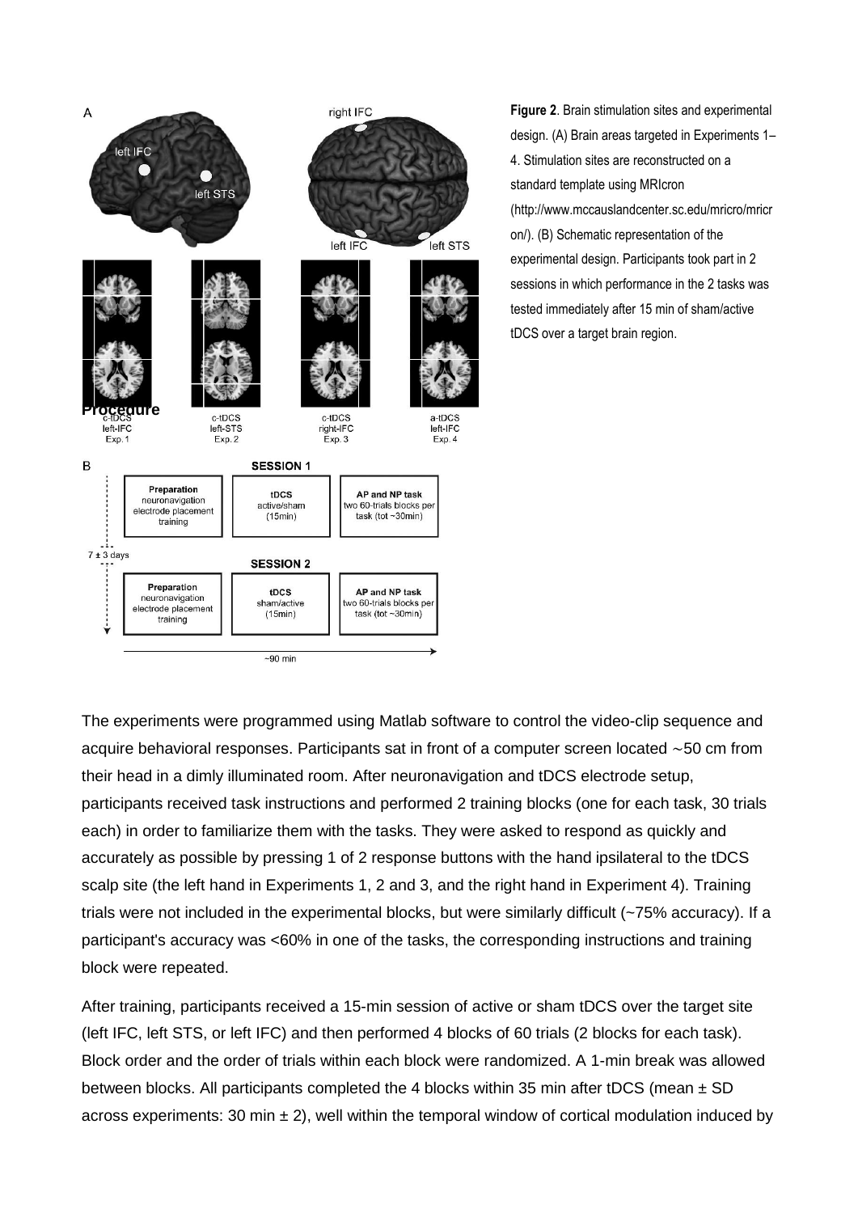**Figure 2**. Brain stimulation sites and experimental design. (A) Brain areas targeted in Experiments 1–4. Stimulation sites are reconstructed on a standard template using MRIcron (http://www.mccauslandcenter.sc.edu/mricro/mricron/). (B) Schematic representation of the experimental design. Participants took part in 2 sessions in which performance in the 2 tasks was tested immediately after 15 min of sham/active tDCS over a target brain region.

### Procedure

The experiments were programmed using Matlab software to control the video-clip sequence and acquire behavioral responses. Participants sat in front of a computer screen located ∼50 cm from their head in a dimly illuminated room. After neuronavigation and tDCS electrode setup, participants received task instructions and performed 2 training blocks (one for each task, 30 trials each) in order to familiarize them with the tasks. They were asked to respond as quickly and accurately as possible by pressing 1 of 2 response buttons with the hand ipsilateral to the tDCS scalp site (the left hand in Experiments 1, 2 and 3, and the right hand in Experiment 4). Training trials were not included in the experimental blocks, but were similarly difficult (~75% accuracy). If a participant's accuracy was <60% in one of the tasks, the corresponding instructions and training block were repeated.

After training, participants received a 15-min session of active or sham tDCS over the target site (left IFC, left STS, or left IFC) and then performed 4 blocks of 60 trials (2 blocks for each task). Block order and the order of trials within each block were randomized. A 1-min break was allowed between blocks. All participants completed the 4 blocks within 35 min after tDCS (mean ± SD across experiments: 30 min ± 2), well within the temporal window of cortical modulation induced by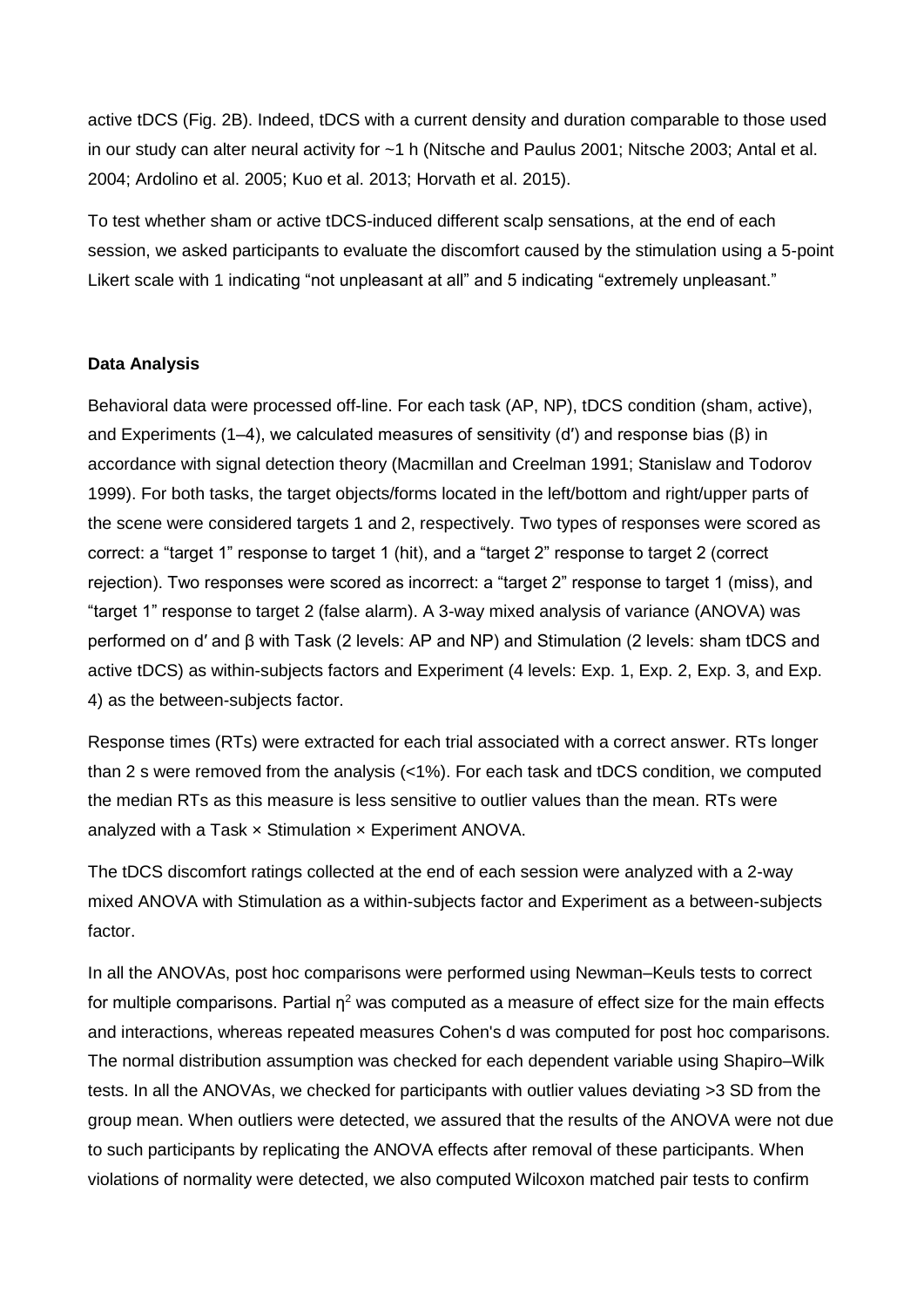active tDCS (Fig. 2B). Indeed, tDCS with a current density and duration comparable to those used in our study can alter neural activity for ~1 h (Nitsche and Paulus 2001; Nitsche 2003; Antal et al. 2004; Ardolino et al. 2005; Kuo et al. 2013; Horvath et al. 2015).

To test whether sham or active tDCS-induced different scalp sensations, at the end of each session, we asked participants to evaluate the discomfort caused by the stimulation using a 5-point Likert scale with 1 indicating "not unpleasant at all" and 5 indicating "extremely unpleasant."

**Data Analysis**

Behavioral data were processed off-line. For each task (AP, NP), tDCS condition (sham, active), and Experiments (1–4), we calculated measures of sensitivity (d′) and response bias (β) in accordance with signal detection theory (Macmillan and Creelman 1991; Stanislaw and Todorov 1999). For both tasks, the target objects/forms located in the left/bottom and right/upper parts of the scene were considered targets 1 and 2, respectively. Two types of responses were scored as correct: a "target 1" response to target 1 (hit), and a "target 2" response to target 2 (correct rejection). Two responses were scored as incorrect: a "target 2" response to target 1 (miss), and "target 1" response to target 2 (false alarm). A 3-way mixed analysis of variance (ANOVA) was performed on d′ and β with Task (2 levels: AP and NP) and Stimulation (2 levels: sham tDCS and active tDCS) as within-subjects factors and Experiment (4 levels: Exp. 1, Exp. 2, Exp. 3, and Exp. 4) as the between-subjects factor.

Response times (RTs) were extracted for each trial associated with a correct answer. RTs longer than 2 s were removed from the analysis (<1%). For each task and tDCS condition, we computed the median RTs as this measure is less sensitive to outlier values than the mean. RTs were analyzed with a Task × Stimulation × Experiment ANOVA.

The tDCS discomfort ratings collected at the end of each session were analyzed with a 2-way mixed ANOVA with Stimulation as a within-subjects factor and Experiment as a between-subjects factor.

In all the ANOVAs, post hoc comparisons were performed using Newman–Keuls tests to correct for multiple comparisons. Partial $\eta^2$ was computed as a measure of effect size for the main effects and interactions, whereas repeated measures Cohen's d was computed for post hoc comparisons. The normal distribution assumption was checked for each dependent variable using Shapiro–Wilk tests. In all the ANOVAs, we checked for participants with outlier values deviating >3 SD from the group mean. When outliers were detected, we assured that the results of the ANOVA were not due to such participants by replicating the ANOVA effects after removal of these participants. When violations of normality were detected, we also computed Wilcoxon matched pair tests to confirm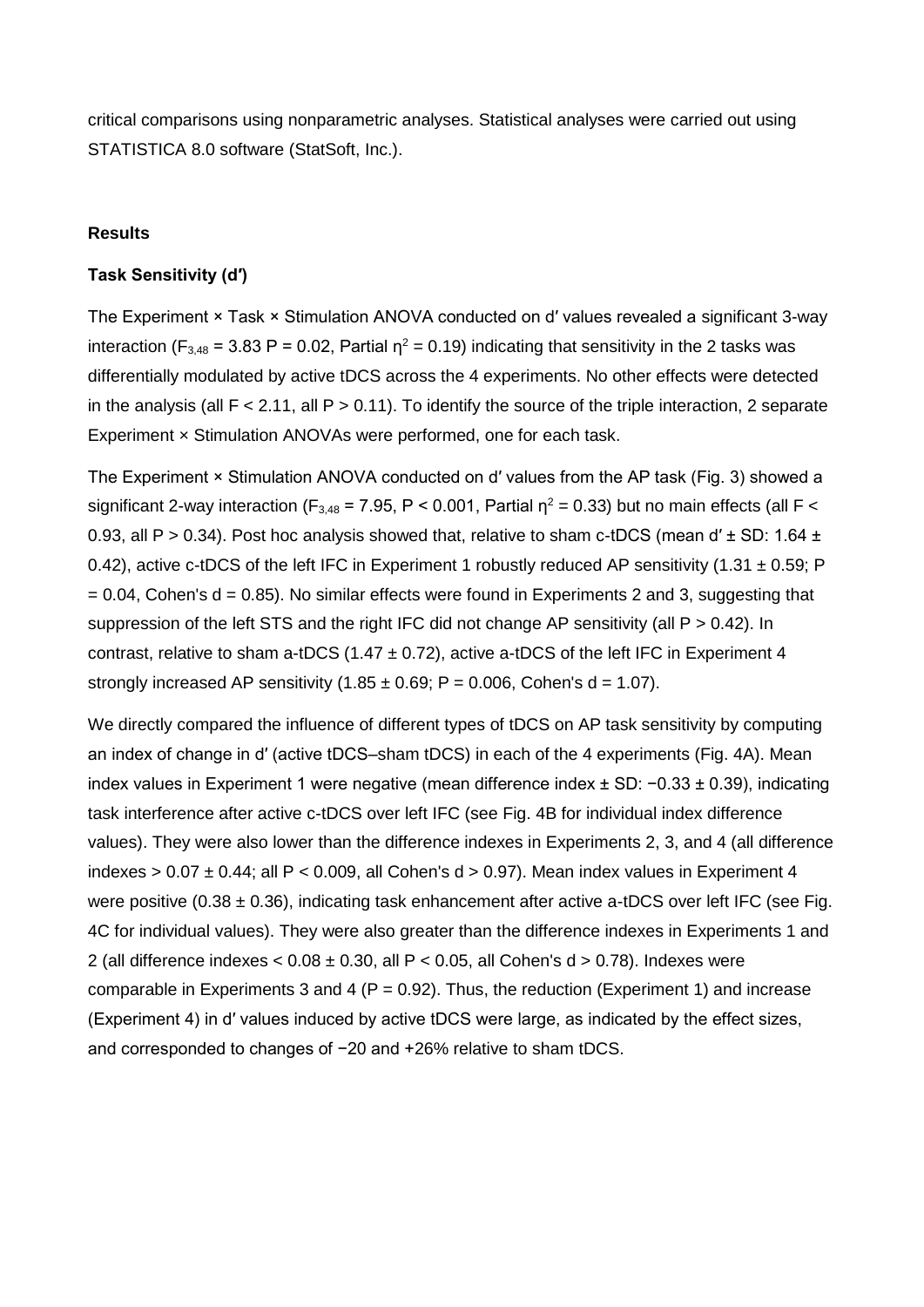critical comparisons using nonparametric analyses. Statistical analyses were carried out using STATISTICA 8.0 software (StatSoft, Inc.).

## Results

### Task Sensitivity (d′)

The Experiment × Task × Stimulation ANOVA conducted on d′ values revealed a significant 3-way interaction ($F_{3,48} = 3.83$ $P = 0.02$, Partial $\eta^2 = 0.19$) indicating that sensitivity in the 2 tasks was differentially modulated by active tDCS across the 4 experiments. No other effects were detected in the analysis (all $F < 2.11$, all $P > 0.11$). To identify the source of the triple interaction, 2 separate Experiment × Stimulation ANOVAs were performed, one for each task.

The Experiment × Stimulation ANOVA conducted on d′ values from the AP task (Fig. 3) showed a significant 2-way interaction ($F_{3,48} = 7.95$, $P < 0.001$, Partial $\eta^2 = 0.33$) but no main effects (all $F < 0.93$, all $P > 0.34$). Post hoc analysis showed that, relative to sham c-tDCS (mean d′ ± SD: 1.64 ± 0.42), active c-tDCS of the left IFC in Experiment 1 robustly reduced AP sensitivity (1.31 ± 0.59; $P = 0.04$, Cohen's $d = 0.85$). No similar effects were found in Experiments 2 and 3, suggesting that suppression of the left STS and the right IFC did not change AP sensitivity (all $P > 0.42$). In contrast, relative to sham a-tDCS (1.47 ± 0.72), active a-tDCS of the left IFC in Experiment 4 strongly increased AP sensitivity (1.85 ± 0.69; $P = 0.006$, Cohen's $d = 1.07$).

We directly compared the influence of different types of tDCS on AP task sensitivity by computing an index of change in d′ (active tDCS–sham tDCS) in each of the 4 experiments (Fig. 4A). Mean index values in Experiment 1 were negative (mean difference index ± SD: −0.33 ± 0.39), indicating task interference after active c-tDCS over left IFC (see Fig. 4B for individual index difference values). They were also lower than the difference indexes in Experiments 2, 3, and 4 (all difference indexes > 0.07 ± 0.44; all $P < 0.009$, all Cohen's $d > 0.97$). Mean index values in Experiment 4 were positive (0.38 ± 0.36), indicating task enhancement after active a-tDCS over left IFC (see Fig. 4C for individual values). They were also greater than the difference indexes in Experiments 1 and 2 (all difference indexes < 0.08 ± 0.30, all $P < 0.05$, all Cohen's $d > 0.78$). Indexes were comparable in Experiments 3 and 4 ($P = 0.92$). Thus, the reduction (Experiment 1) and increase (Experiment 4) in d′ values induced by active tDCS were large, as indicated by the effect sizes, and corresponded to changes of −20 and +26% relative to sham tDCS.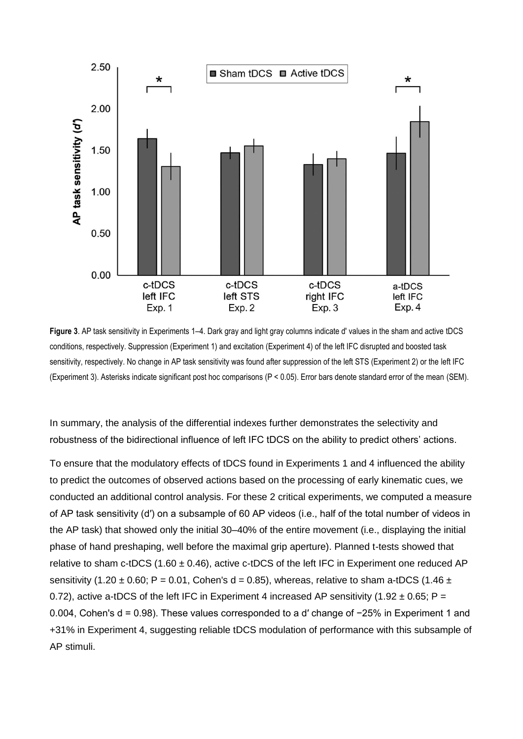**Figure 3**. AP task sensitivity in Experiments 1–4. Dark gray and light gray columns indicate d' values in the sham and active tDCS conditions, respectively. Suppression (Experiment 1) and excitation (Experiment 4) of the left IFC disrupted and boosted task sensitivity, respectively. No change in AP task sensitivity was found after suppression of the left STS (Experiment 2) or the left IFC (Experiment 3). Asterisks indicate significant post hoc comparisons ($P < 0.05$). Error bars denote standard error of the mean (SEM).

In summary, the analysis of the differential indexes further demonstrates the selectivity and robustness of the bidirectional influence of left IFC tDCS on the ability to predict others' actions.

To ensure that the modulatory effects of tDCS found in Experiments 1 and 4 influenced the ability to predict the outcomes of observed actions based on the processing of early kinematic cues, we conducted an additional control analysis. For these 2 critical experiments, we computed a measure of AP task sensitivity (d′) on a subsample of 60 AP videos (i.e., half of the total number of videos in the AP task) that showed only the initial 30–40% of the entire movement (i.e., displaying the initial phase of hand preshaping, well before the maximal grip aperture). Planned t-tests showed that relative to sham c-tDCS ($1.60 \pm 0.46$), active c-tDCS of the left IFC in Experiment one reduced AP sensitivity ($1.20 \pm 0.60$; $P = 0.01$, Cohen's $d = 0.85$), whereas, relative to sham a-tDCS ($1.46 \pm 0.72$), active a-tDCS of the left IFC in Experiment 4 increased AP sensitivity ($1.92 \pm 0.65$; $P = 0.004$, Cohen's $d = 0.98$). These values corresponded to a d′ change of −25% in Experiment 1 and +31% in Experiment 4, suggesting reliable tDCS modulation of performance with this subsample of AP stimuli.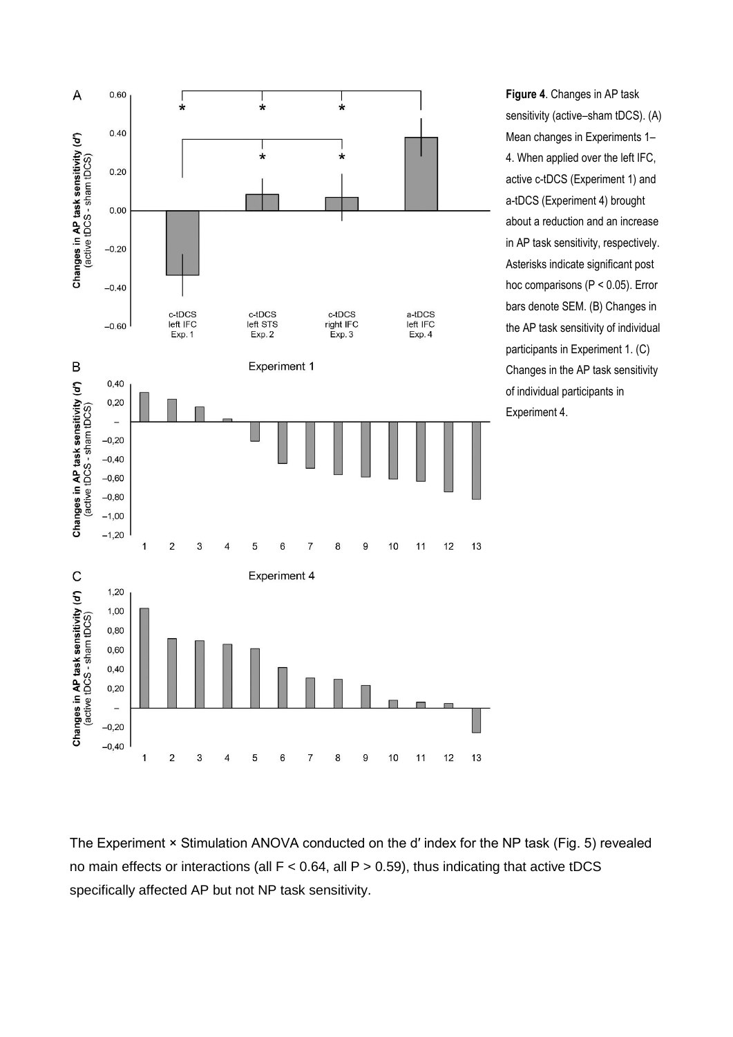**Figure 4**. Changes in AP task sensitivity (active–sham tDCS). (A) Mean changes in Experiments 1–4. When applied over the left IFC, active c-tDCS (Experiment 1) and a-tDCS (Experiment 4) brought about a reduction and an increase in AP task sensitivity, respectively. Asterisks indicate significant post hoc comparisons (P < 0.05). Error bars denote SEM. (B) Changes in the AP task sensitivity of individual participants in Experiment 1. (C) Changes in the AP task sensitivity of individual participants in Experiment 4.

The Experiment × Stimulation ANOVA conducted on the d′ index for the NP task (Fig. 5) revealed no main effects or interactions (all F < 0.64, all P > 0.59), thus indicating that active tDCS specifically affected AP but not NP task sensitivity.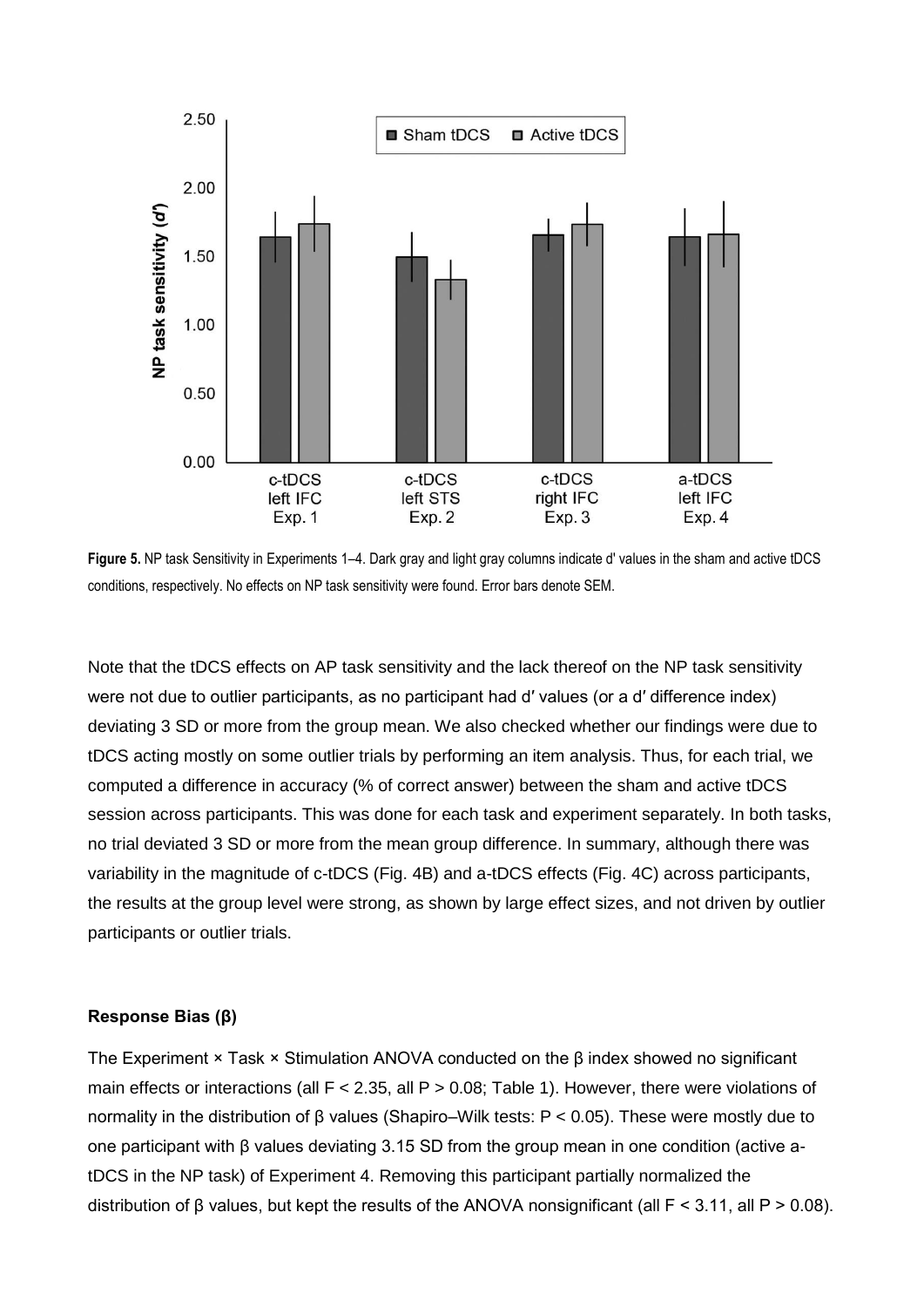**Figure 5.** NP task Sensitivity in Experiments 1–4. Dark gray and light gray columns indicate d' values in the sham and active tDCS conditions, respectively. No effects on NP task sensitivity were found. Error bars denote SEM.

Note that the tDCS effects on AP task sensitivity and the lack thereof on the NP task sensitivity were not due to outlier participants, as no participant had d′ values (or a d′ difference index) deviating 3 SD or more from the group mean. We also checked whether our findings were due to tDCS acting mostly on some outlier trials by performing an item analysis. Thus, for each trial, we computed a difference in accuracy (% of correct answer) between the sham and active tDCS session across participants. This was done for each task and experiment separately. In both tasks, no trial deviated 3 SD or more from the mean group difference. In summary, although there was variability in the magnitude of c-tDCS (Fig. 4B) and a-tDCS effects (Fig. 4C) across participants, the results at the group level were strong, as shown by large effect sizes, and not driven by outlier participants or outlier trials.

### Response Bias (β)

The Experiment × Task × Stimulation ANOVA conducted on the β index showed no significant main effects or interactions (all $F < 2.35$, all $P > 0.08$; Table 1). However, there were violations of normality in the distribution of β values (Shapiro–Wilk tests: $P < 0.05$). These were mostly due to one participant with β values deviating 3.15 SD from the group mean in one condition (active a-tDCS in the NP task) of Experiment 4. Removing this participant partially normalized the distribution of β values, but kept the results of the ANOVA nonsignificant (all $F < 3.11$, all $P > 0.08$).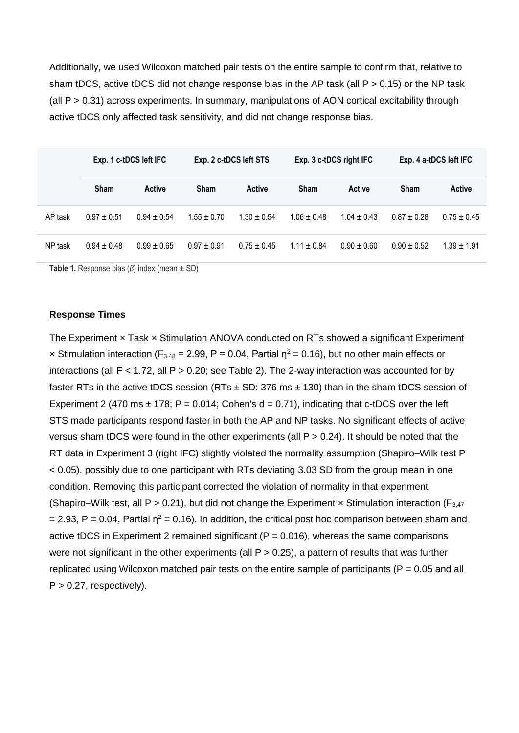Additionally, we used Wilcoxon matched pair tests on the entire sample to confirm that, relative to sham tDCS, active tDCS did not change response bias in the AP task (all $P > 0.15$) or the NP task (all $P > 0.31$) across experiments. In summary, manipulations of AON cortical excitability through active tDCS only affected task sensitivity, and did not change response bias.

| | Exp. 1 c-tDCS left IFC | | Exp. 2 c-tDCS left STS | | Exp. 3 c-tDCS right IFC | | Exp. 4 a-tDCS left IFC | |
|---|---|---|---|---|---|---|---|---|
| | Sham | Active | Sham | Active | Sham | Active | Sham | Active |
| AP task | 0.97 ± 0.51 | 0.94 ± 0.54 | 1.55 ± 0.70 | 1.30 ± 0.54 | 1.06 ± 0.48 | 1.04 ± 0.43 | 0.87 ± 0.28 | 0.75 ± 0.45 |
| NP task | 0.94 ± 0.48 | 0.99 ± 0.65 | 0.97 ± 0.91 | 0.75 ± 0.45 | 1.11 ± 0.84 | 0.90 ± 0.60 | 0.90 ± 0.52 | 1.39 ± 1.91 |

**Table 1.** Response bias ($\beta$) index (mean ± SD)

### Response Times

The Experiment × Task × Stimulation ANOVA conducted on RTs showed a significant Experiment × Stimulation interaction ($F_{3,48} = 2.99$, $P = 0.04$, Partial $\eta^2 = 0.16$), but no other main effects or interactions (all $F < 1.72$, all $P > 0.20$; see Table 2). The 2-way interaction was accounted for by faster RTs in the active tDCS session (RTs ± SD: 376 ms ± 130) than in the sham tDCS session of Experiment 2 (470 ms ± 178; $P = 0.014$; Cohen's $d = 0.71$), indicating that c-tDCS over the left STS made participants respond faster in both the AP and NP tasks. No significant effects of active versus sham tDCS were found in the other experiments (all $P > 0.24$). It should be noted that the RT data in Experiment 3 (right IFC) slightly violated the normality assumption (Shapiro–Wilk test $P < 0.05$), possibly due to one participant with RTs deviating 3.03 SD from the group mean in one condition. Removing this participant corrected the violation of normality in that experiment (Shapiro–Wilk test, all $P > 0.21$), but did not change the Experiment × Stimulation interaction ($F_{3,47} = 2.93$, $P = 0.04$, Partial $\eta^2 = 0.16$). In addition, the critical post hoc comparison between sham and active tDCS in Experiment 2 remained significant ($P = 0.016$), whereas the same comparisons were not significant in the other experiments (all $P > 0.25$), a pattern of results that was further replicated using Wilcoxon matched pair tests on the entire sample of participants ($P = 0.05$ and all $P > 0.27$, respectively).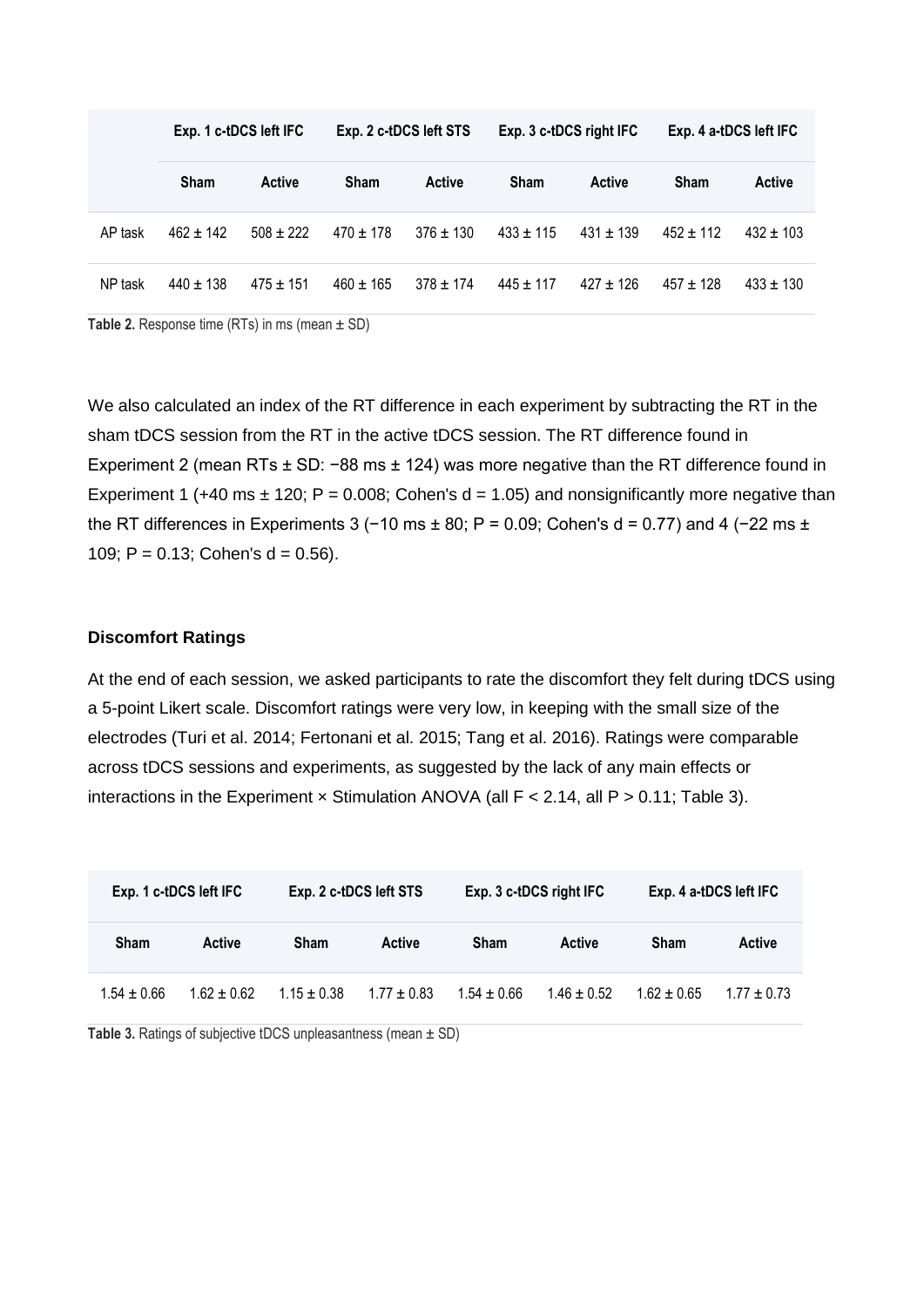| | Exp. 1 c-tDCS left IFC | | Exp. 2 c-tDCS left STS | | Exp. 3 c-tDCS right IFC | | Exp. 4 a-tDCS left IFC | |
|---|---|---|---|---|---|---|---|---|
| | Sham | Active | Sham | Active | Sham | Active | Sham | Active |
| AP task | 462 ± 142 | 508 ± 222 | 470 ± 178 | 376 ± 130 | 433 ± 115 | 431 ± 139 | 452 ± 112 | 432 ± 103 |
| NP task | 440 ± 138 | 475 ± 151 | 460 ± 165 | 378 ± 174 | 445 ± 117 | 427 ± 126 | 457 ± 128 | 433 ± 130 |

**Table 2.** Response time (RTs) in ms (mean ± SD)

We also calculated an index of the RT difference in each experiment by subtracting the RT in the sham tDCS session from the RT in the active tDCS session. The RT difference found in Experiment 2 (mean RTs ± SD: −88 ms ± 124) was more negative than the RT difference found in Experiment 1 (+40 ms ± 120; $P = 0.008$; Cohen's $d = 1.05$) and nonsignificantly more negative than the RT differences in Experiments 3 (−10 ms ± 80; $P = 0.09$; Cohen's $d = 0.77$) and 4 (−22 ms ± 109; $P = 0.13$; Cohen's $d = 0.56$).

### Discomfort Ratings

At the end of each session, we asked participants to rate the discomfort they felt during tDCS using a 5-point Likert scale. Discomfort ratings were very low, in keeping with the small size of the electrodes (Turi et al. 2014; Fertonani et al. 2015; Tang et al. 2016). Ratings were comparable across tDCS sessions and experiments, as suggested by the lack of any main effects or interactions in the Experiment × Stimulation ANOVA (all $F < 2.14$, all $P > 0.11$; Table 3).

| Exp. 1 c-tDCS left IFC | | Exp. 2 c-tDCS left STS | | Exp. 3 c-tDCS right IFC | | Exp. 4 a-tDCS left IFC | |
|---|---|---|---|---|---|---|---|
| Sham | Active | Sham | Active | Sham | Active | Sham | Active |
| 1.54 ± 0.66 | 1.62 ± 0.62 | 1.15 ± 0.38 | 1.77 ± 0.83 | 1.54 ± 0.66 | 1.46 ± 0.52 | 1.62 ± 0.65 | 1.77 ± 0.73 |

**Table 3.** Ratings of subjective tDCS unpleasantness (mean ± SD)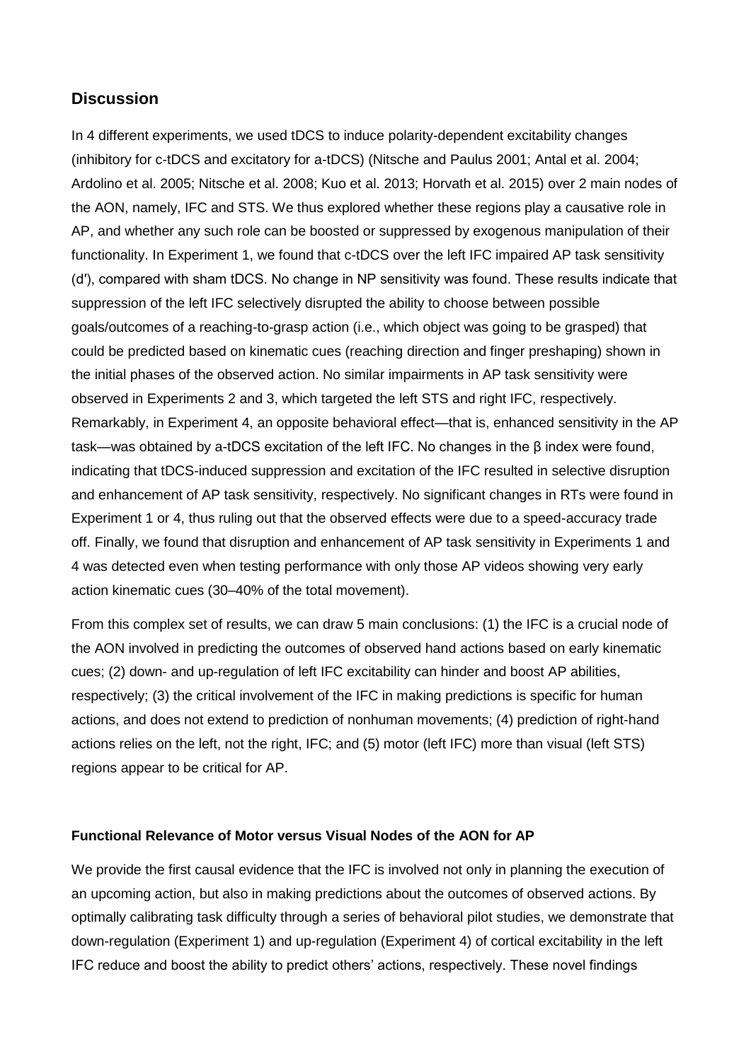## Discussion

In 4 different experiments, we used tDCS to induce polarity-dependent excitability changes (inhibitory for c-tDCS and excitatory for a-tDCS) (Nitsche and Paulus 2001; Antal et al. 2004; Ardolino et al. 2005; Nitsche et al. 2008; Kuo et al. 2013; Horvath et al. 2015) over 2 main nodes of the AON, namely, IFC and STS. We thus explored whether these regions play a causative role in AP, and whether any such role can be boosted or suppressed by exogenous manipulation of their functionality. In Experiment 1, we found that c-tDCS over the left IFC impaired AP task sensitivity ($d'$), compared with sham tDCS. No change in NP sensitivity was found. These results indicate that suppression of the left IFC selectively disrupted the ability to choose between possible goals/outcomes of a reaching-to-grasp action (i.e., which object was going to be grasped) that could be predicted based on kinematic cues (reaching direction and finger preshaping) shown in the initial phases of the observed action. No similar impairments in AP task sensitivity were observed in Experiments 2 and 3, which targeted the left STS and right IFC, respectively. Remarkably, in Experiment 4, an opposite behavioral effect—that is, enhanced sensitivity in the AP task—was obtained by a-tDCS excitation of the left IFC. No changes in the $\beta$ index were found, indicating that tDCS-induced suppression and excitation of the IFC resulted in selective disruption and enhancement of AP task sensitivity, respectively. No significant changes in RTs were found in Experiment 1 or 4, thus ruling out that the observed effects were due to a speed-accuracy trade off. Finally, we found that disruption and enhancement of AP task sensitivity in Experiments 1 and 4 was detected even when testing performance with only those AP videos showing very early action kinematic cues (30–40% of the total movement).

From this complex set of results, we can draw 5 main conclusions: (1) the IFC is a crucial node of the AON involved in predicting the outcomes of observed hand actions based on early kinematic cues; (2) down- and up-regulation of left IFC excitability can hinder and boost AP abilities, respectively; (3) the critical involvement of the IFC in making predictions is specific for human actions, and does not extend to prediction of nonhuman movements; (4) prediction of right-hand actions relies on the left, not the right, IFC; and (5) motor (left IFC) more than visual (left STS) regions appear to be critical for AP.

### Functional Relevance of Motor versus Visual Nodes of the AON for AP

We provide the first causal evidence that the IFC is involved not only in planning the execution of an upcoming action, but also in making predictions about the outcomes of observed actions. By optimally calibrating task difficulty through a series of behavioral pilot studies, we demonstrate that down-regulation (Experiment 1) and up-regulation (Experiment 4) of cortical excitability in the left IFC reduce and boost the ability to predict others' actions, respectively. These novel findings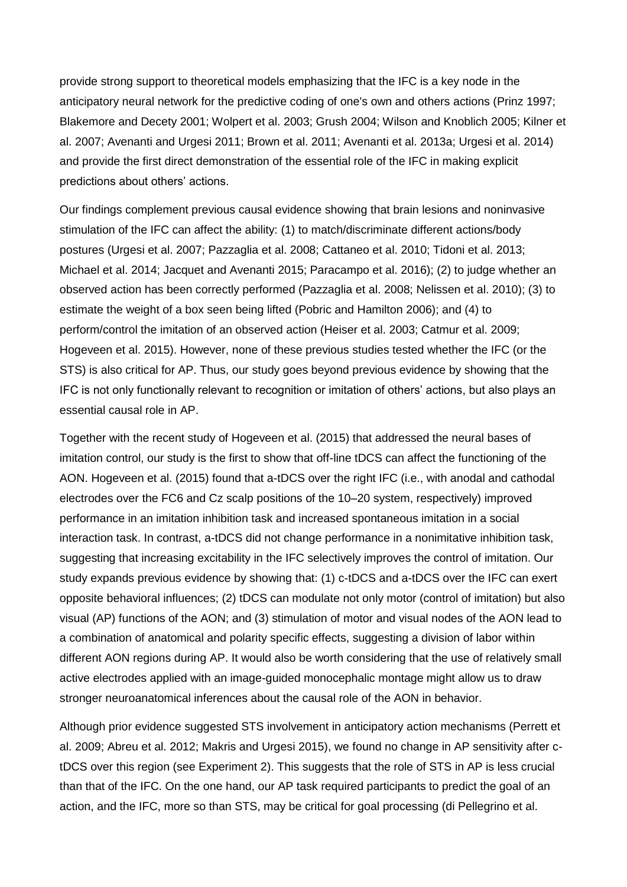provide strong support to theoretical models emphasizing that the IFC is a key node in the anticipatory neural network for the predictive coding of one's own and others actions (Prinz 1997; Blakemore and Decety 2001; Wolpert et al. 2003; Grush 2004; Wilson and Knoblich 2005; Kilner et al. 2007; Avenanti and Urgesi 2011; Brown et al. 2011; Avenanti et al. 2013a; Urgesi et al. 2014) and provide the first direct demonstration of the essential role of the IFC in making explicit predictions about others' actions.

Our findings complement previous causal evidence showing that brain lesions and noninvasive stimulation of the IFC can affect the ability: (1) to match/discriminate different actions/body postures (Urgesi et al. 2007; Pazzaglia et al. 2008; Cattaneo et al. 2010; Tidoni et al. 2013; Michael et al. 2014; Jacquet and Avenanti 2015; Paracampo et al. 2016); (2) to judge whether an observed action has been correctly performed (Pazzaglia et al. 2008; Nelissen et al. 2010); (3) to estimate the weight of a box seen being lifted (Pobric and Hamilton 2006); and (4) to perform/control the imitation of an observed action (Heiser et al. 2003; Catmur et al. 2009; Hogeveen et al. 2015). However, none of these previous studies tested whether the IFC (or the STS) is also critical for AP. Thus, our study goes beyond previous evidence by showing that the IFC is not only functionally relevant to recognition or imitation of others' actions, but also plays an essential causal role in AP.

Together with the recent study of Hogeveen et al. (2015) that addressed the neural bases of imitation control, our study is the first to show that off-line tDCS can affect the functioning of the AON. Hogeveen et al. (2015) found that a-tDCS over the right IFC (i.e., with anodal and cathodal electrodes over the FC6 and Cz scalp positions of the 10–20 system, respectively) improved performance in an imitation inhibition task and increased spontaneous imitation in a social interaction task. In contrast, a-tDCS did not change performance in a nonimitative inhibition task, suggesting that increasing excitability in the IFC selectively improves the control of imitation. Our study expands previous evidence by showing that: (1) c-tDCS and a-tDCS over the IFC can exert opposite behavioral influences; (2) tDCS can modulate not only motor (control of imitation) but also visual (AP) functions of the AON; and (3) stimulation of motor and visual nodes of the AON lead to a combination of anatomical and polarity specific effects, suggesting a division of labor within different AON regions during AP. It would also be worth considering that the use of relatively small active electrodes applied with an image-guided monocephalic montage might allow us to draw stronger neuroanatomical inferences about the causal role of the AON in behavior.

Although prior evidence suggested STS involvement in anticipatory action mechanisms (Perrett et al. 2009; Abreu et al. 2012; Makris and Urgesi 2015), we found no change in AP sensitivity after c-tDCS over this region (see Experiment 2). This suggests that the role of STS in AP is less crucial than that of the IFC. On the one hand, our AP task required participants to predict the goal of an action, and the IFC, more so than STS, may be critical for goal processing (di Pellegrino et al.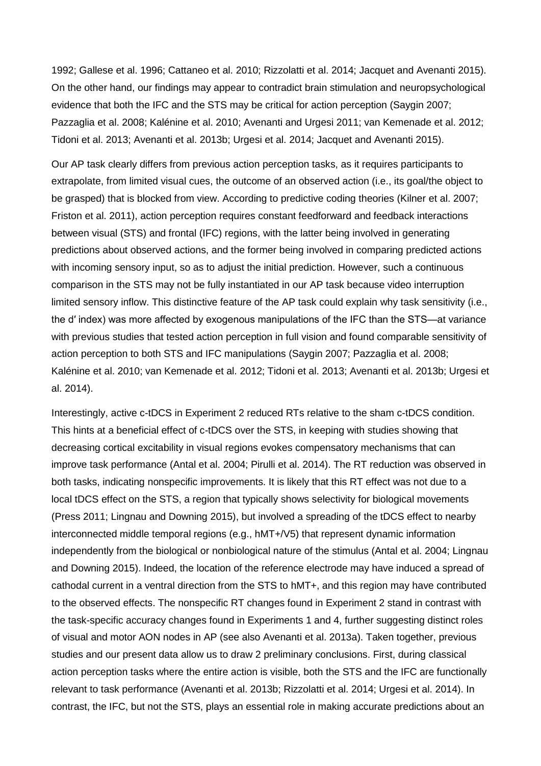1992; Gallese et al. 1996; Cattaneo et al. 2010; Rizzolatti et al. 2014; Jacquet and Avenanti 2015). On the other hand, our findings may appear to contradict brain stimulation and neuropsychological evidence that both the IFC and the STS may be critical for action perception (Saygin 2007; Pazzaglia et al. 2008; Kalénine et al. 2010; Avenanti and Urgesi 2011; van Kemenade et al. 2012; Tidoni et al. 2013; Avenanti et al. 2013b; Urgesi et al. 2014; Jacquet and Avenanti 2015).

Our AP task clearly differs from previous action perception tasks, as it requires participants to extrapolate, from limited visual cues, the outcome of an observed action (i.e., its goal/the object to be grasped) that is blocked from view. According to predictive coding theories (Kilner et al. 2007; Friston et al. 2011), action perception requires constant feedforward and feedback interactions between visual (STS) and frontal (IFC) regions, with the latter being involved in generating predictions about observed actions, and the former being involved in comparing predicted actions with incoming sensory input, so as to adjust the initial prediction. However, such a continuous comparison in the STS may not be fully instantiated in our AP task because video interruption limited sensory inflow. This distinctive feature of the AP task could explain why task sensitivity (i.e., the d′ index) was more affected by exogenous manipulations of the IFC than the STS—at variance with previous studies that tested action perception in full vision and found comparable sensitivity of action perception to both STS and IFC manipulations (Saygin 2007; Pazzaglia et al. 2008; Kalénine et al. 2010; van Kemenade et al. 2012; Tidoni et al. 2013; Avenanti et al. 2013b; Urgesi et al. 2014).

Interestingly, active c-tDCS in Experiment 2 reduced RTs relative to the sham c-tDCS condition. This hints at a beneficial effect of c-tDCS over the STS, in keeping with studies showing that decreasing cortical excitability in visual regions evokes compensatory mechanisms that can improve task performance (Antal et al. 2004; Pirulli et al. 2014). The RT reduction was observed in both tasks, indicating nonspecific improvements. It is likely that this RT effect was not due to a local tDCS effect on the STS, a region that typically shows selectivity for biological movements (Press 2011; Lingnau and Downing 2015), but involved a spreading of the tDCS effect to nearby interconnected middle temporal regions (e.g., hMT+/V5) that represent dynamic information independently from the biological or nonbiological nature of the stimulus (Antal et al. 2004; Lingnau and Downing 2015). Indeed, the location of the reference electrode may have induced a spread of cathodal current in a ventral direction from the STS to hMT+, and this region may have contributed to the observed effects. The nonspecific RT changes found in Experiment 2 stand in contrast with the task-specific accuracy changes found in Experiments 1 and 4, further suggesting distinct roles of visual and motor AON nodes in AP (see also Avenanti et al. 2013a). Taken together, previous studies and our present data allow us to draw 2 preliminary conclusions. First, during classical action perception tasks where the entire action is visible, both the STS and the IFC are functionally relevant to task performance (Avenanti et al. 2013b; Rizzolatti et al. 2014; Urgesi et al. 2014). In contrast, the IFC, but not the STS, plays an essential role in making accurate predictions about an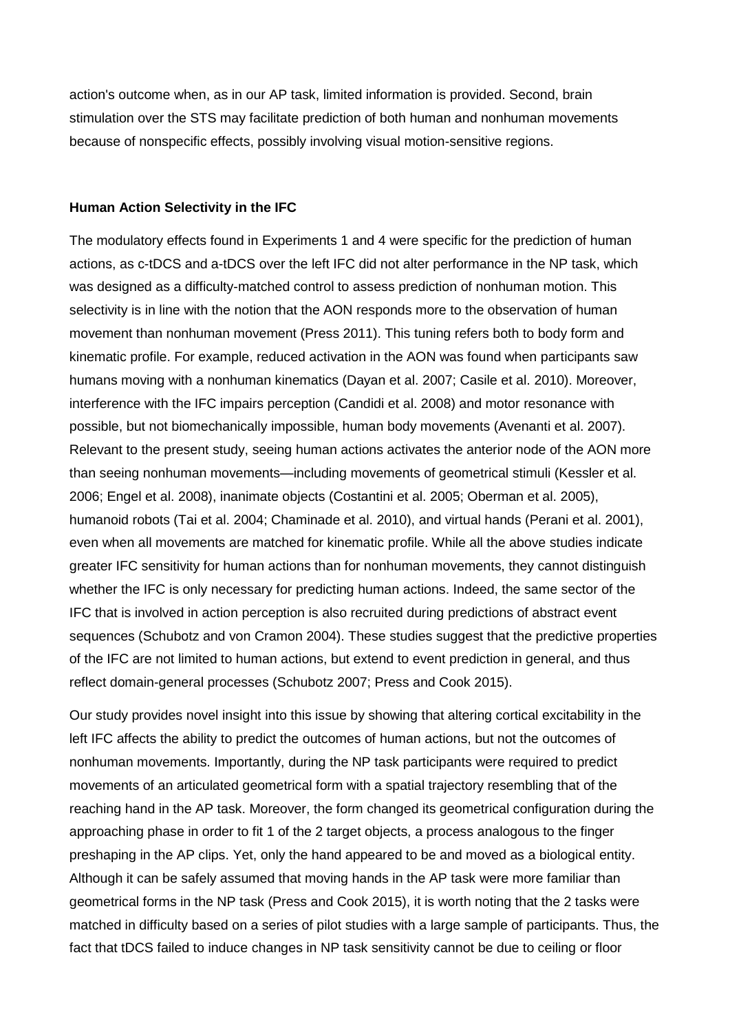action's outcome when, as in our AP task, limited information is provided. Second, brain stimulation over the STS may facilitate prediction of both human and nonhuman movements because of nonspecific effects, possibly involving visual motion-sensitive regions.

**Human Action Selectivity in the IFC**

The modulatory effects found in Experiments 1 and 4 were specific for the prediction of human actions, as c-tDCS and a-tDCS over the left IFC did not alter performance in the NP task, which was designed as a difficulty-matched control to assess prediction of nonhuman motion. This selectivity is in line with the notion that the AON responds more to the observation of human movement than nonhuman movement (Press 2011). This tuning refers both to body form and kinematic profile. For example, reduced activation in the AON was found when participants saw humans moving with a nonhuman kinematics (Dayan et al. 2007; Casile et al. 2010). Moreover, interference with the IFC impairs perception (Candidi et al. 2008) and motor resonance with possible, but not biomechanically impossible, human body movements (Avenanti et al. 2007). Relevant to the present study, seeing human actions activates the anterior node of the AON more than seeing nonhuman movements—including movements of geometrical stimuli (Kessler et al. 2006; Engel et al. 2008), inanimate objects (Costantini et al. 2005; Oberman et al. 2005), humanoid robots (Tai et al. 2004; Chaminade et al. 2010), and virtual hands (Perani et al. 2001), even when all movements are matched for kinematic profile. While all the above studies indicate greater IFC sensitivity for human actions than for nonhuman movements, they cannot distinguish whether the IFC is only necessary for predicting human actions. Indeed, the same sector of the IFC that is involved in action perception is also recruited during predictions of abstract event sequences (Schubotz and von Cramon 2004). These studies suggest that the predictive properties of the IFC are not limited to human actions, but extend to event prediction in general, and thus reflect domain-general processes (Schubotz 2007; Press and Cook 2015).

Our study provides novel insight into this issue by showing that altering cortical excitability in the left IFC affects the ability to predict the outcomes of human actions, but not the outcomes of nonhuman movements. Importantly, during the NP task participants were required to predict movements of an articulated geometrical form with a spatial trajectory resembling that of the reaching hand in the AP task. Moreover, the form changed its geometrical configuration during the approaching phase in order to fit 1 of the 2 target objects, a process analogous to the finger preshaping in the AP clips. Yet, only the hand appeared to be and moved as a biological entity. Although it can be safely assumed that moving hands in the AP task were more familiar than geometrical forms in the NP task (Press and Cook 2015), it is worth noting that the 2 tasks were matched in difficulty based on a series of pilot studies with a large sample of participants. Thus, the fact that tDCS failed to induce changes in NP task sensitivity cannot be due to ceiling or floor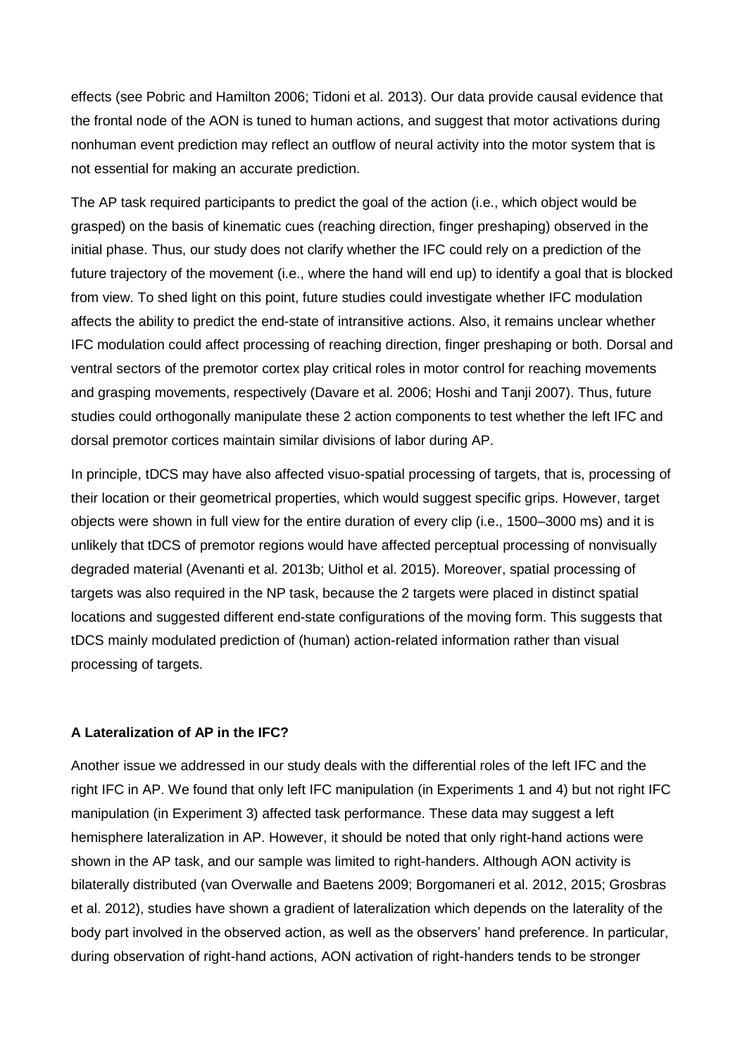effects (see Pobric and Hamilton 2006; Tidoni et al. 2013). Our data provide causal evidence that the frontal node of the AON is tuned to human actions, and suggest that motor activations during nonhuman event prediction may reflect an outflow of neural activity into the motor system that is not essential for making an accurate prediction.

The AP task required participants to predict the goal of the action (i.e., which object would be grasped) on the basis of kinematic cues (reaching direction, finger preshaping) observed in the initial phase. Thus, our study does not clarify whether the IFC could rely on a prediction of the future trajectory of the movement (i.e., where the hand will end up) to identify a goal that is blocked from view. To shed light on this point, future studies could investigate whether IFC modulation affects the ability to predict the end-state of intransitive actions. Also, it remains unclear whether IFC modulation could affect processing of reaching direction, finger preshaping or both. Dorsal and ventral sectors of the premotor cortex play critical roles in motor control for reaching movements and grasping movements, respectively (Davare et al. 2006; Hoshi and Tanji 2007). Thus, future studies could orthogonally manipulate these 2 action components to test whether the left IFC and dorsal premotor cortices maintain similar divisions of labor during AP.

In principle, tDCS may have also affected visuo-spatial processing of targets, that is, processing of their location or their geometrical properties, which would suggest specific grips. However, target objects were shown in full view for the entire duration of every clip (i.e., 1500–3000 ms) and it is unlikely that tDCS of premotor regions would have affected perceptual processing of nonvisually degraded material (Avenanti et al. 2013b; Uithol et al. 2015). Moreover, spatial processing of targets was also required in the NP task, because the 2 targets were placed in distinct spatial locations and suggested different end-state configurations of the moving form. This suggests that tDCS mainly modulated prediction of (human) action-related information rather than visual processing of targets.

**A Lateralization of AP in the IFC?**

Another issue we addressed in our study deals with the differential roles of the left IFC and the right IFC in AP. We found that only left IFC manipulation (in Experiments 1 and 4) but not right IFC manipulation (in Experiment 3) affected task performance. These data may suggest a left hemisphere lateralization in AP. However, it should be noted that only right-hand actions were shown in the AP task, and our sample was limited to right-handers. Although AON activity is bilaterally distributed (van Overwalle and Baetens 2009; Borgomaneri et al. 2012, 2015; Grosbras et al. 2012), studies have shown a gradient of lateralization which depends on the laterality of the body part involved in the observed action, as well as the observers' hand preference. In particular, during observation of right-hand actions, AON activation of right-handers tends to be stronger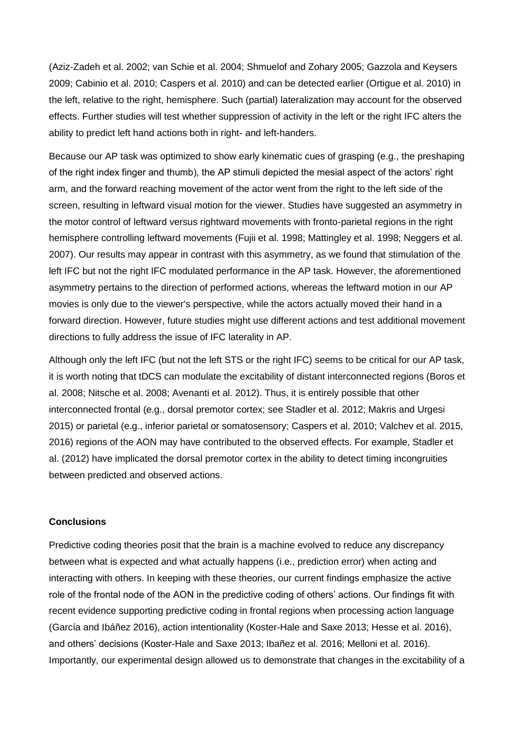(Aziz-Zadeh et al. 2002; van Schie et al. 2004; Shmuelof and Zohary 2005; Gazzola and Keysers 2009; Cabinio et al. 2010; Caspers et al. 2010) and can be detected earlier (Ortigue et al. 2010) in the left, relative to the right, hemisphere. Such (partial) lateralization may account for the observed effects. Further studies will test whether suppression of activity in the left or the right IFC alters the ability to predict left hand actions both in right- and left-handers.

Because our AP task was optimized to show early kinematic cues of grasping (e.g., the preshaping of the right index finger and thumb), the AP stimuli depicted the mesial aspect of the actors' right arm, and the forward reaching movement of the actor went from the right to the left side of the screen, resulting in leftward visual motion for the viewer. Studies have suggested an asymmetry in the motor control of leftward versus rightward movements with fronto-parietal regions in the right hemisphere controlling leftward movements (Fujii et al. 1998; Mattingley et al. 1998; Neggers et al. 2007). Our results may appear in contrast with this asymmetry, as we found that stimulation of the left IFC but not the right IFC modulated performance in the AP task. However, the aforementioned asymmetry pertains to the direction of performed actions, whereas the leftward motion in our AP movies is only due to the viewer's perspective, while the actors actually moved their hand in a forward direction. However, future studies might use different actions and test additional movement directions to fully address the issue of IFC laterality in AP.

Although only the left IFC (but not the left STS or the right IFC) seems to be critical for our AP task, it is worth noting that tDCS can modulate the excitability of distant interconnected regions (Boros et al. 2008; Nitsche et al. 2008; Avenanti et al. 2012). Thus, it is entirely possible that other interconnected frontal (e.g., dorsal premotor cortex; see Stadler et al. 2012; Makris and Urgesi 2015) or parietal (e.g., inferior parietal or somatosensory; Caspers et al. 2010; Valchev et al. 2015, 2016) regions of the AON may have contributed to the observed effects. For example, Stadler et al. (2012) have implicated the dorsal premotor cortex in the ability to detect timing incongruities between predicted and observed actions.

## Conclusions

Predictive coding theories posit that the brain is a machine evolved to reduce any discrepancy between what is expected and what actually happens (i.e., prediction error) when acting and interacting with others. In keeping with these theories, our current findings emphasize the active role of the frontal node of the AON in the predictive coding of others' actions. Our findings fit with recent evidence supporting predictive coding in frontal regions when processing action language (García and Ibáñez 2016), action intentionality (Koster-Hale and Saxe 2013; Hesse et al. 2016), and others' decisions (Koster-Hale and Saxe 2013; Ibañez et al. 2016; Melloni et al. 2016). Importantly, our experimental design allowed us to demonstrate that changes in the excitability of a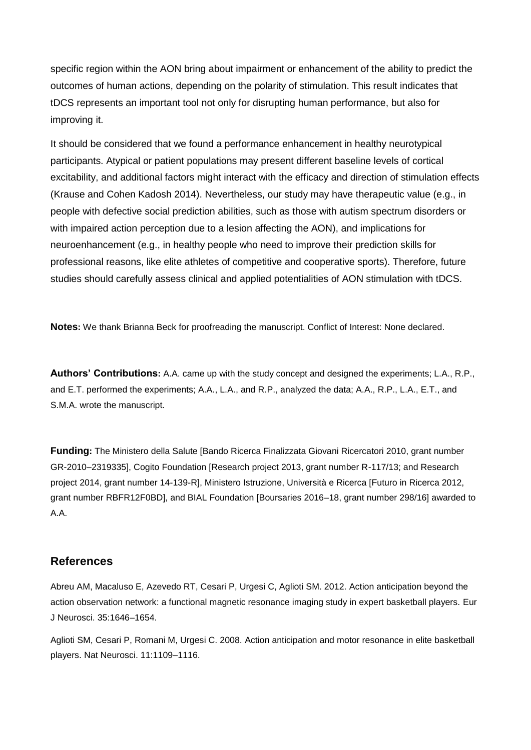specific region within the AON bring about impairment or enhancement of the ability to predict the outcomes of human actions, depending on the polarity of stimulation. This result indicates that tDCS represents an important tool not only for disrupting human performance, but also for improving it.

It should be considered that we found a performance enhancement in healthy neurotypical participants. Atypical or patient populations may present different baseline levels of cortical excitability, and additional factors might interact with the efficacy and direction of stimulation effects (Krause and Cohen Kadosh 2014). Nevertheless, our study may have therapeutic value (e.g., in people with defective social prediction abilities, such as those with autism spectrum disorders or with impaired action perception due to a lesion affecting the AON), and implications for neuroenhancement (e.g., in healthy people who need to improve their prediction skills for professional reasons, like elite athletes of competitive and cooperative sports). Therefore, future studies should carefully assess clinical and applied potentialities of AON stimulation with tDCS.

**Notes:** We thank Brianna Beck for proofreading the manuscript. Conflict of Interest: None declared.

**Authors' Contributions:** A.A. came up with the study concept and designed the experiments; L.A., R.P., and E.T. performed the experiments; A.A., L.A., and R.P., analyzed the data; A.A., R.P., L.A., E.T., and S.M.A. wrote the manuscript.

**Funding:** The Ministero della Salute [Bando Ricerca Finalizzata Giovani Ricercatori 2010, grant number GR-2010–2319335], Cogito Foundation [Research project 2013, grant number R-117/13; and Research project 2014, grant number 14-139-R], Ministero Istruzione, Università e Ricerca [Futuro in Ricerca 2012, grant number RBFR12F0BD], and BIAL Foundation [Boursaries 2016–18, grant number 298/16] awarded to A.A.

## References

Abreu AM, Macaluso E, Azevedo RT, Cesari P, Urgesi C, Aglioti SM. 2012. Action anticipation beyond the action observation network: a functional magnetic resonance imaging study in expert basketball players. Eur J Neurosci. 35:1646–1654.

Aglioti SM, Cesari P, Romani M, Urgesi C. 2008. Action anticipation and motor resonance in elite basketball players. Nat Neurosci. 11:1109–1116.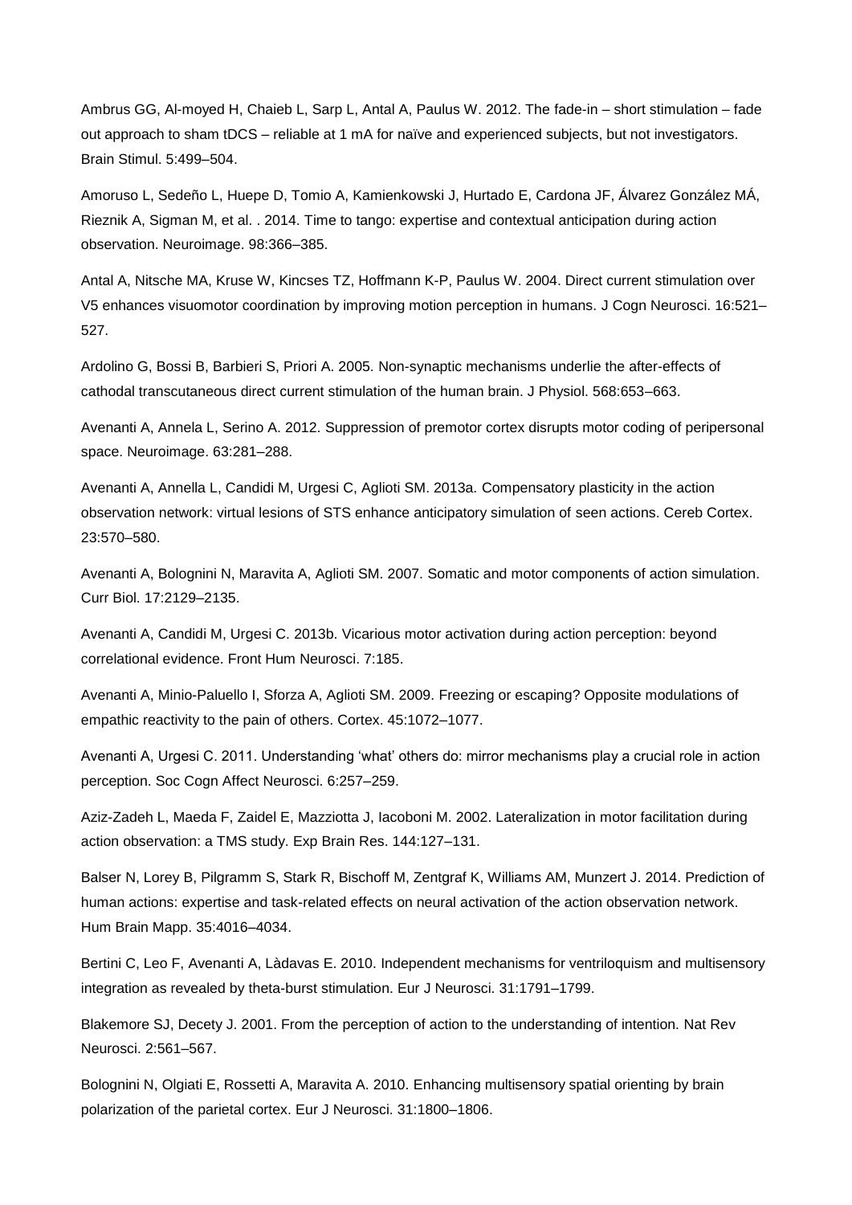Ambrus GG, Al-moyed H, Chaieb L, Sarp L, Antal A, Paulus W. 2012. The fade-in – short stimulation – fade out approach to sham tDCS – reliable at 1 mA for naïve and experienced subjects, but not investigators. Brain Stimul. 5:499–504.

Amoruso L, Sedeño L, Huepe D, Tomio A, Kamienkowski J, Hurtado E, Cardona JF, Álvarez González MÁ, Rieznik A, Sigman M, et al. . 2014. Time to tango: expertise and contextual anticipation during action observation. Neuroimage. 98:366–385.

Antal A, Nitsche MA, Kruse W, Kincses TZ, Hoffmann K-P, Paulus W. 2004. Direct current stimulation over V5 enhances visuomotor coordination by improving motion perception in humans. J Cogn Neurosci. 16:521–527.

Ardolino G, Bossi B, Barbieri S, Priori A. 2005. Non-synaptic mechanisms underlie the after-effects of cathodal transcutaneous direct current stimulation of the human brain. J Physiol. 568:653–663.

Avenanti A, Annela L, Serino A. 2012. Suppression of premotor cortex disrupts motor coding of peripersonal space. Neuroimage. 63:281–288.

Avenanti A, Annella L, Candidi M, Urgesi C, Aglioti SM. 2013a. Compensatory plasticity in the action observation network: virtual lesions of STS enhance anticipatory simulation of seen actions. Cereb Cortex. 23:570–580.

Avenanti A, Bolognini N, Maravita A, Aglioti SM. 2007. Somatic and motor components of action simulation. Curr Biol. 17:2129–2135.

Avenanti A, Candidi M, Urgesi C. 2013b. Vicarious motor activation during action perception: beyond correlational evidence. Front Hum Neurosci. 7:185.

Avenanti A, Minio-Paluello I, Sforza A, Aglioti SM. 2009. Freezing or escaping? Opposite modulations of empathic reactivity to the pain of others. Cortex. 45:1072–1077.

Avenanti A, Urgesi C. 2011. Understanding 'what' others do: mirror mechanisms play a crucial role in action perception. Soc Cogn Affect Neurosci. 6:257–259.

Aziz-Zadeh L, Maeda F, Zaidel E, Mazziotta J, Iacoboni M. 2002. Lateralization in motor facilitation during action observation: a TMS study. Exp Brain Res. 144:127–131.

Balser N, Lorey B, Pilgramm S, Stark R, Bischoff M, Zentgraf K, Williams AM, Munzert J. 2014. Prediction of human actions: expertise and task-related effects on neural activation of the action observation network. Hum Brain Mapp. 35:4016–4034.

Bertini C, Leo F, Avenanti A, Làdavas E. 2010. Independent mechanisms for ventriloquism and multisensory integration as revealed by theta-burst stimulation. Eur J Neurosci. 31:1791–1799.

Blakemore SJ, Decety J. 2001. From the perception of action to the understanding of intention. Nat Rev Neurosci. 2:561–567.

Bolognini N, Olgiati E, Rossetti A, Maravita A. 2010. Enhancing multisensory spatial orienting by brain polarization of the parietal cortex. Eur J Neurosci. 31:1800–1806.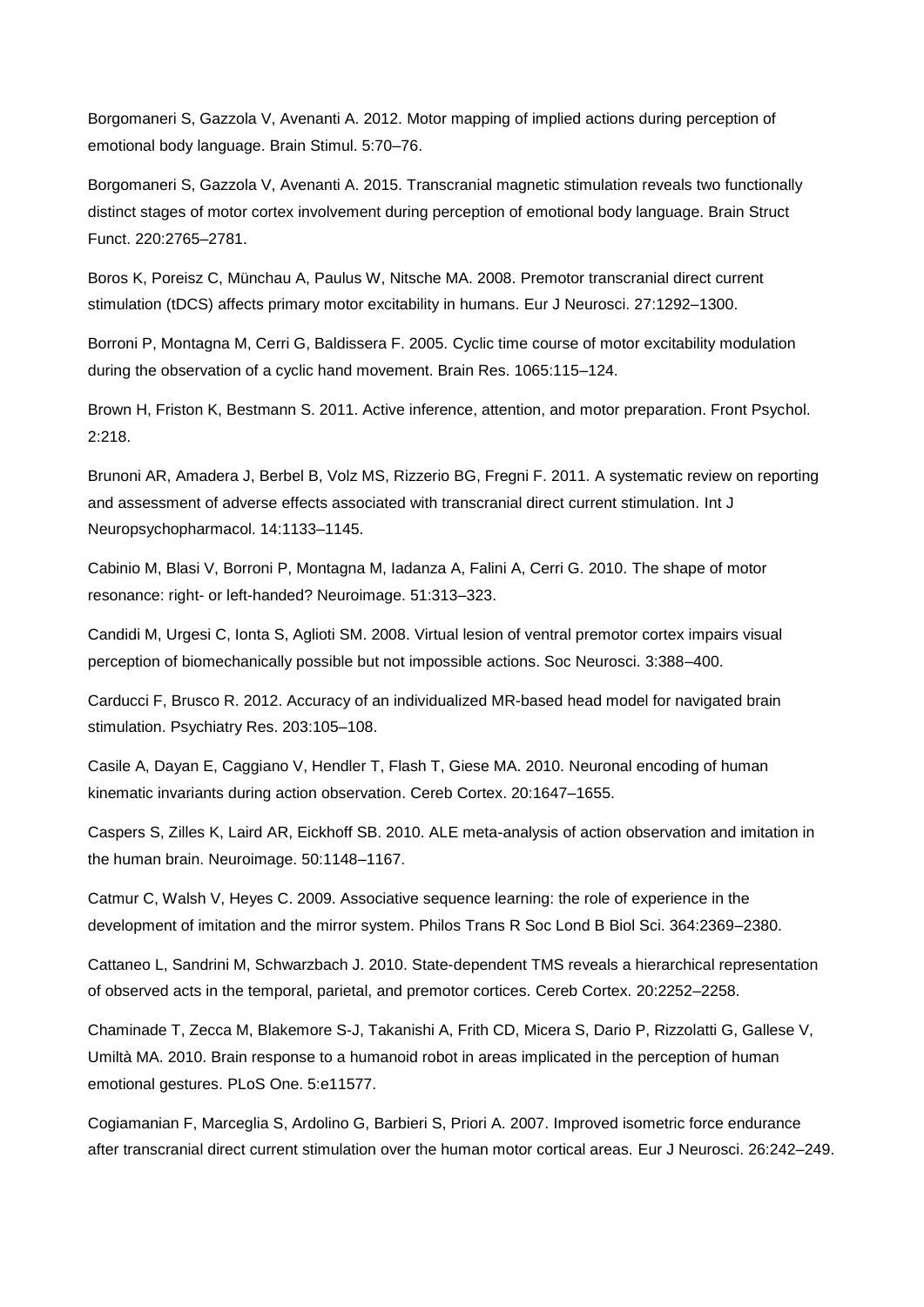Borgomaneri S, Gazzola V, Avenanti A. 2012. Motor mapping of implied actions during perception of emotional body language. Brain Stimul. 5:70–76.

Borgomaneri S, Gazzola V, Avenanti A. 2015. Transcranial magnetic stimulation reveals two functionally distinct stages of motor cortex involvement during perception of emotional body language. Brain Struct Funct. 220:2765–2781.

Boros K, Poreisz C, Münchau A, Paulus W, Nitsche MA. 2008. Premotor transcranial direct current stimulation (tDCS) affects primary motor excitability in humans. Eur J Neurosci. 27:1292–1300.

Borroni P, Montagna M, Cerri G, Baldissera F. 2005. Cyclic time course of motor excitability modulation during the observation of a cyclic hand movement. Brain Res. 1065:115–124.

Brown H, Friston K, Bestmann S. 2011. Active inference, attention, and motor preparation. Front Psychol. 2:218.

Brunoni AR, Amadera J, Berbel B, Volz MS, Rizzerio BG, Fregni F. 2011. A systematic review on reporting and assessment of adverse effects associated with transcranial direct current stimulation. Int J Neuropsychopharmacol. 14:1133–1145.

Cabinio M, Blasi V, Borroni P, Montagna M, Iadanza A, Falini A, Cerri G. 2010. The shape of motor resonance: right- or left-handed? Neuroimage. 51:313–323.

Candidi M, Urgesi C, Ionta S, Aglioti SM. 2008. Virtual lesion of ventral premotor cortex impairs visual perception of biomechanically possible but not impossible actions. Soc Neurosci. 3:388–400.

Carducci F, Brusco R. 2012. Accuracy of an individualized MR-based head model for navigated brain stimulation. Psychiatry Res. 203:105–108.

Casile A, Dayan E, Caggiano V, Hendler T, Flash T, Giese MA. 2010. Neuronal encoding of human kinematic invariants during action observation. Cereb Cortex. 20:1647–1655.

Caspers S, Zilles K, Laird AR, Eickhoff SB. 2010. ALE meta-analysis of action observation and imitation in the human brain. Neuroimage. 50:1148–1167.

Catmur C, Walsh V, Heyes C. 2009. Associative sequence learning: the role of experience in the development of imitation and the mirror system. Philos Trans R Soc Lond B Biol Sci. 364:2369–2380.

Cattaneo L, Sandrini M, Schwarzbach J. 2010. State-dependent TMS reveals a hierarchical representation of observed acts in the temporal, parietal, and premotor cortices. Cereb Cortex. 20:2252–2258.

Chaminade T, Zecca M, Blakemore S-J, Takanishi A, Frith CD, Micera S, Dario P, Rizzolatti G, Gallese V, Umiltà MA. 2010. Brain response to a humanoid robot in areas implicated in the perception of human emotional gestures. PLoS One. 5:e11577.

Cogiamanian F, Marceglia S, Ardolino G, Barbieri S, Priori A. 2007. Improved isometric force endurance after transcranial direct current stimulation over the human motor cortical areas. Eur J Neurosci. 26:242–249.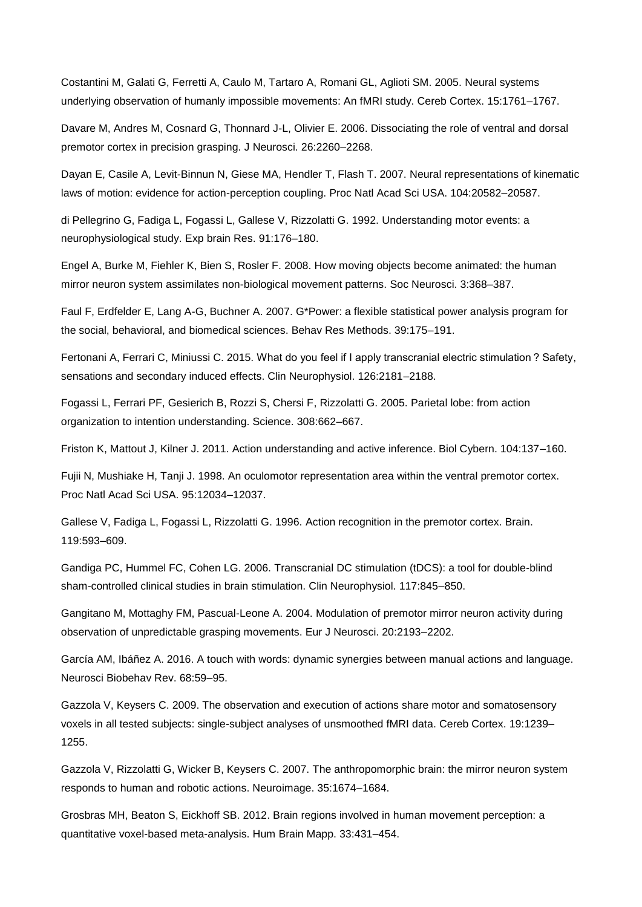Costantini M, Galati G, Ferretti A, Caulo M, Tartaro A, Romani GL, Aglioti SM. 2005. Neural systems underlying observation of humanly impossible movements: An fMRI study. Cereb Cortex. 15:1761–1767.

Davare M, Andres M, Cosnard G, Thonnard J-L, Olivier E. 2006. Dissociating the role of ventral and dorsal premotor cortex in precision grasping. J Neurosci. 26:2260–2268.

Dayan E, Casile A, Levit-Binnun N, Giese MA, Hendler T, Flash T. 2007. Neural representations of kinematic laws of motion: evidence for action-perception coupling. Proc Natl Acad Sci USA. 104:20582–20587.

di Pellegrino G, Fadiga L, Fogassi L, Gallese V, Rizzolatti G. 1992. Understanding motor events: a neurophysiological study. Exp brain Res. 91:176–180.

Engel A, Burke M, Fiehler K, Bien S, Rosler F. 2008. How moving objects become animated: the human mirror neuron system assimilates non-biological movement patterns. Soc Neurosci. 3:368–387.

Faul F, Erdfelder E, Lang A-G, Buchner A. 2007. G*Power: a flexible statistical power analysis program for the social, behavioral, and biomedical sciences. Behav Res Methods. 39:175–191.

Fertonani A, Ferrari C, Miniussi C. 2015. What do you feel if I apply transcranial electric stimulation ? Safety, sensations and secondary induced effects. Clin Neurophysiol. 126:2181–2188.

Fogassi L, Ferrari PF, Gesierich B, Rozzi S, Chersi F, Rizzolatti G. 2005. Parietal lobe: from action organization to intention understanding. Science. 308:662–667.

Friston K, Mattout J, Kilner J. 2011. Action understanding and active inference. Biol Cybern. 104:137–160.

Fujii N, Mushiake H, Tanji J. 1998. An oculomotor representation area within the ventral premotor cortex. Proc Natl Acad Sci USA. 95:12034–12037.

Gallese V, Fadiga L, Fogassi L, Rizzolatti G. 1996. Action recognition in the premotor cortex. Brain. 119:593–609.

Gandiga PC, Hummel FC, Cohen LG. 2006. Transcranial DC stimulation (tDCS): a tool for double-blind sham-controlled clinical studies in brain stimulation. Clin Neurophysiol. 117:845–850.

Gangitano M, Mottaghy FM, Pascual-Leone A. 2004. Modulation of premotor mirror neuron activity during observation of unpredictable grasping movements. Eur J Neurosci. 20:2193–2202.

García AM, Ibáñez A. 2016. A touch with words: dynamic synergies between manual actions and language. Neurosci Biobehav Rev. 68:59–95.

Gazzola V, Keysers C. 2009. The observation and execution of actions share motor and somatosensory voxels in all tested subjects: single-subject analyses of unsmoothed fMRI data. Cereb Cortex. 19:1239–1255.

Gazzola V, Rizzolatti G, Wicker B, Keysers C. 2007. The anthropomorphic brain: the mirror neuron system responds to human and robotic actions. Neuroimage. 35:1674–1684.

Grosbras MH, Beaton S, Eickhoff SB. 2012. Brain regions involved in human movement perception: a quantitative voxel-based meta-analysis. Hum Brain Mapp. 33:431–454.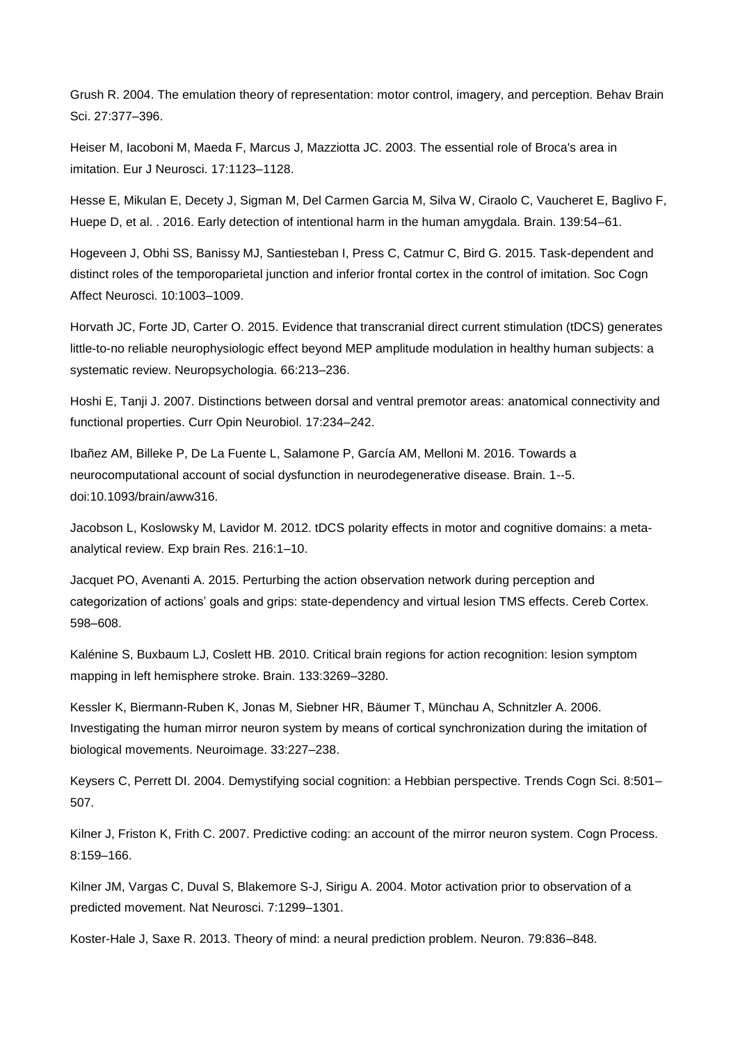Grush R. 2004. The emulation theory of representation: motor control, imagery, and perception. Behav Brain Sci. 27:377–396.

Heiser M, Iacoboni M, Maeda F, Marcus J, Mazziotta JC. 2003. The essential role of Broca's area in imitation. Eur J Neurosci. 17:1123–1128.

Hesse E, Mikulan E, Decety J, Sigman M, Del Carmen Garcia M, Silva W, Ciraolo C, Vaucheret E, Baglivo F, Huepe D, et al. . 2016. Early detection of intentional harm in the human amygdala. Brain. 139:54–61.

Hogeveen J, Obhi SS, Banissy MJ, Santiesteban I, Press C, Catmur C, Bird G. 2015. Task-dependent and distinct roles of the temporoparietal junction and inferior frontal cortex in the control of imitation. Soc Cogn Affect Neurosci. 10:1003–1009.

Horvath JC, Forte JD, Carter O. 2015. Evidence that transcranial direct current stimulation (tDCS) generates little-to-no reliable neurophysiologic effect beyond MEP amplitude modulation in healthy human subjects: a systematic review. Neuropsychologia. 66:213–236.

Hoshi E, Tanji J. 2007. Distinctions between dorsal and ventral premotor areas: anatomical connectivity and functional properties. Curr Opin Neurobiol. 17:234–242.

Ibañez AM, Billeke P, De La Fuente L, Salamone P, García AM, Melloni M. 2016. Towards a neurocomputational account of social dysfunction in neurodegenerative disease. Brain. 1--5. doi:10.1093/brain/aww316.

Jacobson L, Koslowsky M, Lavidor M. 2012. tDCS polarity effects in motor and cognitive domains: a meta-analytical review. Exp brain Res. 216:1–10.

Jacquet PO, Avenanti A. 2015. Perturbing the action observation network during perception and categorization of actions' goals and grips: state-dependency and virtual lesion TMS effects. Cereb Cortex. 598–608.

Kalénine S, Buxbaum LJ, Coslett HB. 2010. Critical brain regions for action recognition: lesion symptom mapping in left hemisphere stroke. Brain. 133:3269–3280.

Kessler K, Biermann-Ruben K, Jonas M, Siebner HR, Bäumer T, Münchau A, Schnitzler A. 2006. Investigating the human mirror neuron system by means of cortical synchronization during the imitation of biological movements. Neuroimage. 33:227–238.

Keysers C, Perrett DI. 2004. Demystifying social cognition: a Hebbian perspective. Trends Cogn Sci. 8:501–507.

Kilner J, Friston K, Frith C. 2007. Predictive coding: an account of the mirror neuron system. Cogn Process. 8:159–166.

Kilner JM, Vargas C, Duval S, Blakemore S-J, Sirigu A. 2004. Motor activation prior to observation of a predicted movement. Nat Neurosci. 7:1299–1301.

Koster-Hale J, Saxe R. 2013. Theory of mind: a neural prediction problem. Neuron. 79:836–848.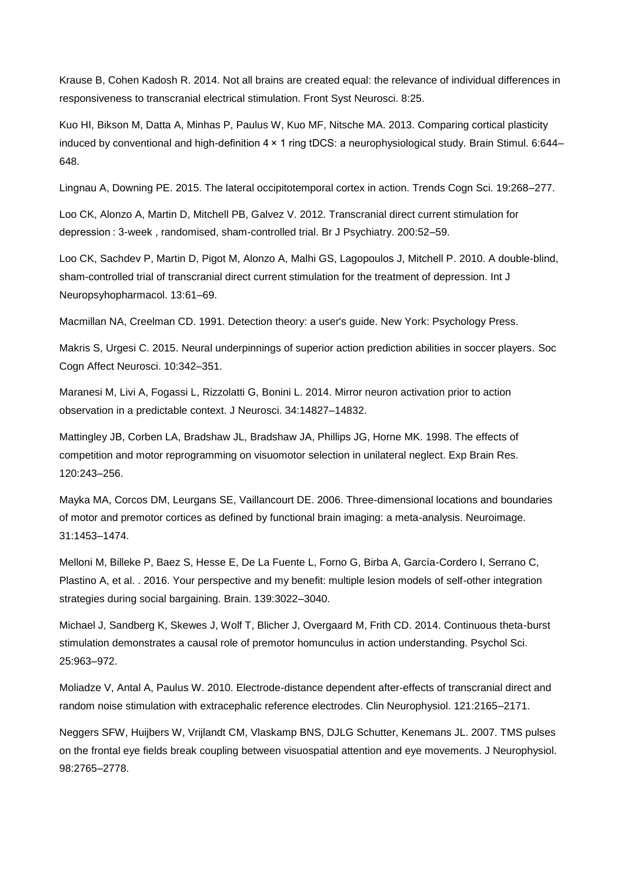Krause B, Cohen Kadosh R. 2014. Not all brains are created equal: the relevance of individual differences in responsiveness to transcranial electrical stimulation. Front Syst Neurosci. 8:25.

Kuo HI, Bikson M, Datta A, Minhas P, Paulus W, Kuo MF, Nitsche MA. 2013. Comparing cortical plasticity induced by conventional and high-definition 4 × 1 ring tDCS: a neurophysiological study. Brain Stimul. 6:644–648.

Lingnau A, Downing PE. 2015. The lateral occipitotemporal cortex in action. Trends Cogn Sci. 19:268–277.

Loo CK, Alonzo A, Martin D, Mitchell PB, Galvez V. 2012. Transcranial direct current stimulation for depression : 3-week , randomised, sham-controlled trial. Br J Psychiatry. 200:52–59.

Loo CK, Sachdev P, Martin D, Pigot M, Alonzo A, Malhi GS, Lagopoulos J, Mitchell P. 2010. A double-blind, sham-controlled trial of transcranial direct current stimulation for the treatment of depression. Int J Neuropsyhopharmacol. 13:61–69.

Macmillan NA, Creelman CD. 1991. Detection theory: a user's guide. New York: Psychology Press.

Makris S, Urgesi C. 2015. Neural underpinnings of superior action prediction abilities in soccer players. Soc Cogn Affect Neurosci. 10:342–351.

Maranesi M, Livi A, Fogassi L, Rizzolatti G, Bonini L. 2014. Mirror neuron activation prior to action observation in a predictable context. J Neurosci. 34:14827–14832.

Mattingley JB, Corben LA, Bradshaw JL, Bradshaw JA, Phillips JG, Horne MK. 1998. The effects of competition and motor reprogramming on visuomotor selection in unilateral neglect. Exp Brain Res. 120:243–256.

Mayka MA, Corcos DM, Leurgans SE, Vaillancourt DE. 2006. Three-dimensional locations and boundaries of motor and premotor cortices as defined by functional brain imaging: a meta-analysis. Neuroimage. 31:1453–1474.

Melloni M, Billeke P, Baez S, Hesse E, De La Fuente L, Forno G, Birba A, García-Cordero I, Serrano C, Plastino A, et al. . 2016. Your perspective and my benefit: multiple lesion models of self-other integration strategies during social bargaining. Brain. 139:3022–3040.

Michael J, Sandberg K, Skewes J, Wolf T, Blicher J, Overgaard M, Frith CD. 2014. Continuous theta-burst stimulation demonstrates a causal role of premotor homunculus in action understanding. Psychol Sci. 25:963–972.

Moliadze V, Antal A, Paulus W. 2010. Electrode-distance dependent after-effects of transcranial direct and random noise stimulation with extracephalic reference electrodes. Clin Neurophysiol. 121:2165–2171.

Neggers SFW, Huijbers W, Vrijlandt CM, Vlaskamp BNS, DJLG Schutter, Kenemans JL. 2007. TMS pulses on the frontal eye fields break coupling between visuospatial attention and eye movements. J Neurophysiol. 98:2765–2778.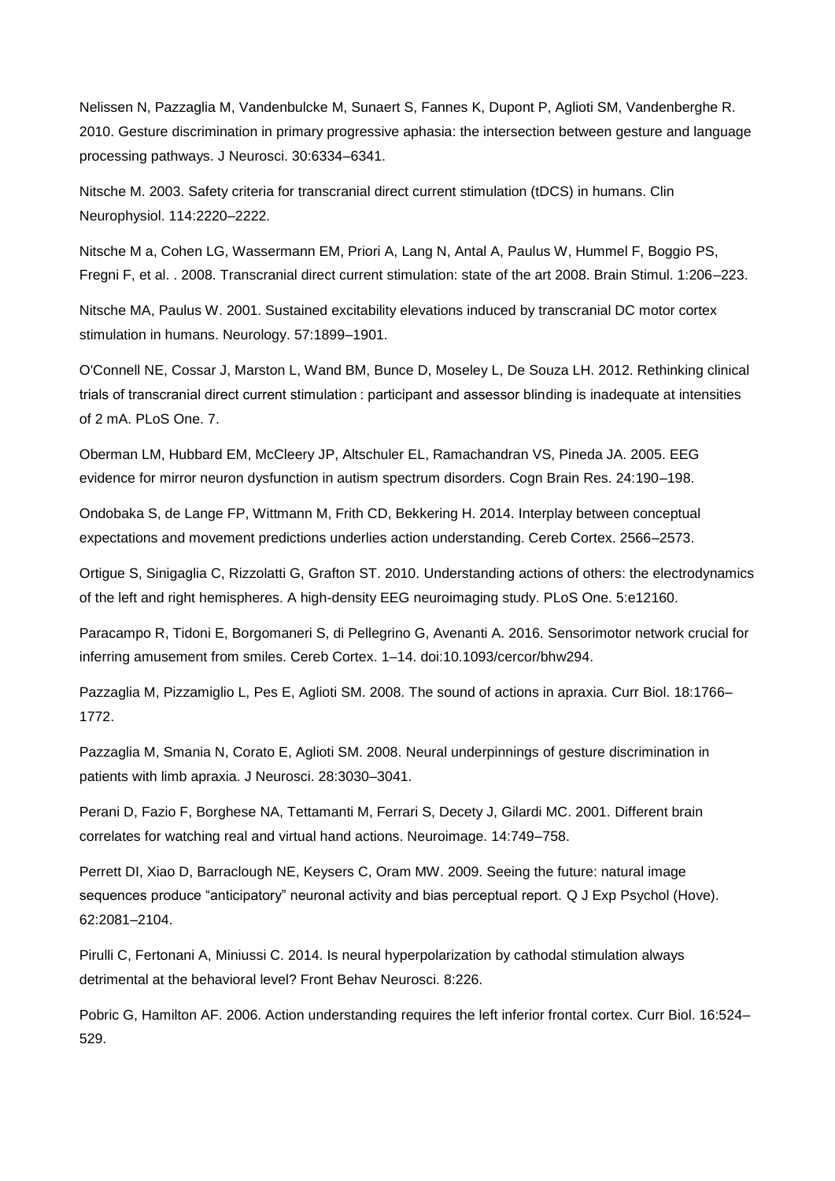Nelissen N, Pazzaglia M, Vandenbulcke M, Sunaert S, Fannes K, Dupont P, Aglioti SM, Vandenberghe R. 2010. Gesture discrimination in primary progressive aphasia: the intersection between gesture and language processing pathways. J Neurosci. 30:6334–6341.

Nitsche M. 2003. Safety criteria for transcranial direct current stimulation (tDCS) in humans. Clin Neurophysiol. 114:2220–2222.

Nitsche M a, Cohen LG, Wassermann EM, Priori A, Lang N, Antal A, Paulus W, Hummel F, Boggio PS, Fregni F, et al. . 2008. Transcranial direct current stimulation: state of the art 2008. Brain Stimul. 1:206–223.

Nitsche MA, Paulus W. 2001. Sustained excitability elevations induced by transcranial DC motor cortex stimulation in humans. Neurology. 57:1899–1901.

O'Connell NE, Cossar J, Marston L, Wand BM, Bunce D, Moseley L, De Souza LH. 2012. Rethinking clinical trials of transcranial direct current stimulation : participant and assessor blinding is inadequate at intensities of 2 mA. PLoS One. 7.

Oberman LM, Hubbard EM, McCleery JP, Altschuler EL, Ramachandran VS, Pineda JA. 2005. EEG evidence for mirror neuron dysfunction in autism spectrum disorders. Cogn Brain Res. 24:190–198.

Ondobaka S, de Lange FP, Wittmann M, Frith CD, Bekkering H. 2014. Interplay between conceptual expectations and movement predictions underlies action understanding. Cereb Cortex. 2566–2573.

Ortigue S, Sinigaglia C, Rizzolatti G, Grafton ST. 2010. Understanding actions of others: the electrodynamics of the left and right hemispheres. A high-density EEG neuroimaging study. PLoS One. 5:e12160.

Paracampo R, Tidoni E, Borgomaneri S, di Pellegrino G, Avenanti A. 2016. Sensorimotor network crucial for inferring amusement from smiles. Cereb Cortex. 1–14. doi:10.1093/cercor/bhw294.

Pazzaglia M, Pizzamiglio L, Pes E, Aglioti SM. 2008. The sound of actions in apraxia. Curr Biol. 18:1766–1772.

Pazzaglia M, Smania N, Corato E, Aglioti SM. 2008. Neural underpinnings of gesture discrimination in patients with limb apraxia. J Neurosci. 28:3030–3041.

Perani D, Fazio F, Borghese NA, Tettamanti M, Ferrari S, Decety J, Gilardi MC. 2001. Different brain correlates for watching real and virtual hand actions. Neuroimage. 14:749–758.

Perrett DI, Xiao D, Barraclough NE, Keysers C, Oram MW. 2009. Seeing the future: natural image sequences produce "anticipatory" neuronal activity and bias perceptual report. Q J Exp Psychol (Hove). 62:2081–2104.

Pirulli C, Fertonani A, Miniussi C. 2014. Is neural hyperpolarization by cathodal stimulation always detrimental at the behavioral level? Front Behav Neurosci. 8:226.

Pobric G, Hamilton AF. 2006. Action understanding requires the left inferior frontal cortex. Curr Biol. 16:524–529.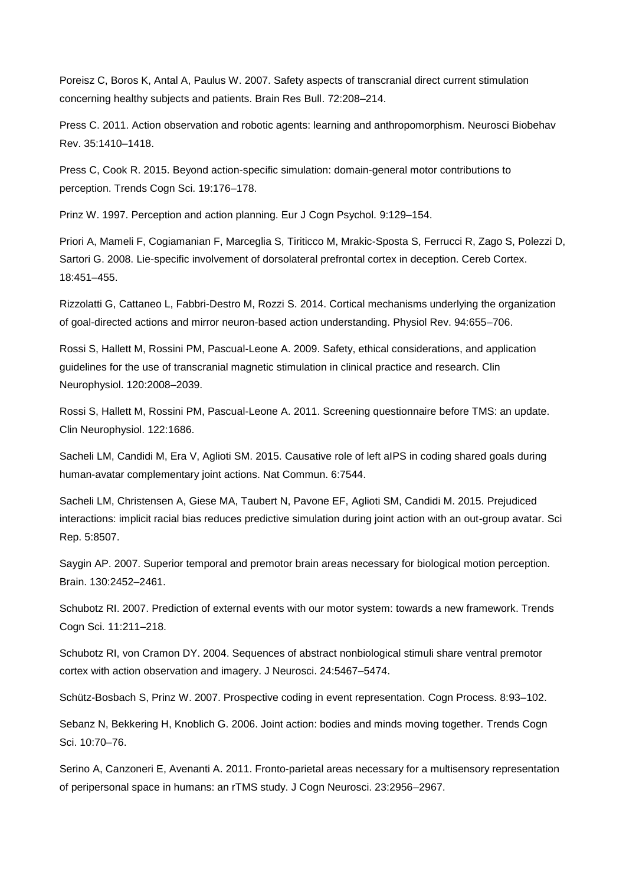Poreisz C, Boros K, Antal A, Paulus W. 2007. Safety aspects of transcranial direct current stimulation concerning healthy subjects and patients. Brain Res Bull. 72:208–214.

Press C. 2011. Action observation and robotic agents: learning and anthropomorphism. Neurosci Biobehav Rev. 35:1410–1418.

Press C, Cook R. 2015. Beyond action-specific simulation: domain-general motor contributions to perception. Trends Cogn Sci. 19:176–178.

Prinz W. 1997. Perception and action planning. Eur J Cogn Psychol. 9:129–154.

Priori A, Mameli F, Cogiamanian F, Marceglia S, Tiriticco M, Mrakic-Sposta S, Ferrucci R, Zago S, Polezzi D, Sartori G. 2008. Lie-specific involvement of dorsolateral prefrontal cortex in deception. Cereb Cortex. 18:451–455.

Rizzolatti G, Cattaneo L, Fabbri-Destro M, Rozzi S. 2014. Cortical mechanisms underlying the organization of goal-directed actions and mirror neuron-based action understanding. Physiol Rev. 94:655–706.

Rossi S, Hallett M, Rossini PM, Pascual-Leone A. 2009. Safety, ethical considerations, and application guidelines for the use of transcranial magnetic stimulation in clinical practice and research. Clin Neurophysiol. 120:2008–2039.

Rossi S, Hallett M, Rossini PM, Pascual-Leone A. 2011. Screening questionnaire before TMS: an update. Clin Neurophysiol. 122:1686.

Sacheli LM, Candidi M, Era V, Aglioti SM. 2015. Causative role of left aIPS in coding shared goals during human-avatar complementary joint actions. Nat Commun. 6:7544.

Sacheli LM, Christensen A, Giese MA, Taubert N, Pavone EF, Aglioti SM, Candidi M. 2015. Prejudiced interactions: implicit racial bias reduces predictive simulation during joint action with an out-group avatar. Sci Rep. 5:8507.

Saygin AP. 2007. Superior temporal and premotor brain areas necessary for biological motion perception. Brain. 130:2452–2461.

Schubotz RI. 2007. Prediction of external events with our motor system: towards a new framework. Trends Cogn Sci. 11:211–218.

Schubotz RI, von Cramon DY. 2004. Sequences of abstract nonbiological stimuli share ventral premotor cortex with action observation and imagery. J Neurosci. 24:5467–5474.

Schütz-Bosbach S, Prinz W. 2007. Prospective coding in event representation. Cogn Process. 8:93–102.

Sebanz N, Bekkering H, Knoblich G. 2006. Joint action: bodies and minds moving together. Trends Cogn Sci. 10:70–76.

Serino A, Canzoneri E, Avenanti A. 2011. Fronto-parietal areas necessary for a multisensory representation of peripersonal space in humans: an rTMS study. J Cogn Neurosci. 23:2956–2967.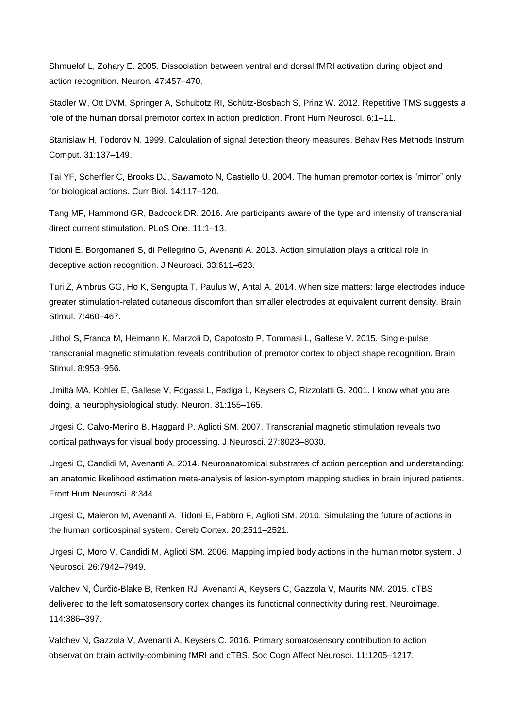Shmuelof L, Zohary E. 2005. Dissociation between ventral and dorsal fMRI activation during object and action recognition. Neuron. 47:457–470.

Stadler W, Ott DVM, Springer A, Schubotz RI, Schütz-Bosbach S, Prinz W. 2012. Repetitive TMS suggests a role of the human dorsal premotor cortex in action prediction. Front Hum Neurosci. 6:1–11.

Stanislaw H, Todorov N. 1999. Calculation of signal detection theory measures. Behav Res Methods Instrum Comput. 31:137–149.

Tai YF, Scherfler C, Brooks DJ, Sawamoto N, Castiello U. 2004. The human premotor cortex is "mirror" only for biological actions. Curr Biol. 14:117–120.

Tang MF, Hammond GR, Badcock DR. 2016. Are participants aware of the type and intensity of transcranial direct current stimulation. PLoS One. 11:1–13.

Tidoni E, Borgomaneri S, di Pellegrino G, Avenanti A. 2013. Action simulation plays a critical role in deceptive action recognition. J Neurosci. 33:611–623.

Turi Z, Ambrus GG, Ho K, Sengupta T, Paulus W, Antal A. 2014. When size matters: large electrodes induce greater stimulation-related cutaneous discomfort than smaller electrodes at equivalent current density. Brain Stimul. 7:460–467.

Uithol S, Franca M, Heimann K, Marzoli D, Capotosto P, Tommasi L, Gallese V. 2015. Single-pulse transcranial magnetic stimulation reveals contribution of premotor cortex to object shape recognition. Brain Stimul. 8:953–956.

Umiltà MA, Kohler E, Gallese V, Fogassi L, Fadiga L, Keysers C, Rizzolatti G. 2001. I know what you are doing. a neurophysiological study. Neuron. 31:155–165.

Urgesi C, Calvo-Merino B, Haggard P, Aglioti SM. 2007. Transcranial magnetic stimulation reveals two cortical pathways for visual body processing. J Neurosci. 27:8023–8030.

Urgesi C, Candidi M, Avenanti A. 2014. Neuroanatomical substrates of action perception and understanding: an anatomic likelihood estimation meta-analysis of lesion-symptom mapping studies in brain injured patients. Front Hum Neurosci. 8:344.

Urgesi C, Maieron M, Avenanti A, Tidoni E, Fabbro F, Aglioti SM. 2010. Simulating the future of actions in the human corticospinal system. Cereb Cortex. 20:2511–2521.

Urgesi C, Moro V, Candidi M, Aglioti SM. 2006. Mapping implied body actions in the human motor system. J Neurosci. 26:7942–7949.

Valchev N, Ćurčić-Blake B, Renken RJ, Avenanti A, Keysers C, Gazzola V, Maurits NM. 2015. cTBS delivered to the left somatosensory cortex changes its functional connectivity during rest. Neuroimage. 114:386–397.

Valchev N, Gazzola V, Avenanti A, Keysers C. 2016. Primary somatosensory contribution to action observation brain activity-combining fMRI and cTBS. Soc Cogn Affect Neurosci. 11:1205–1217.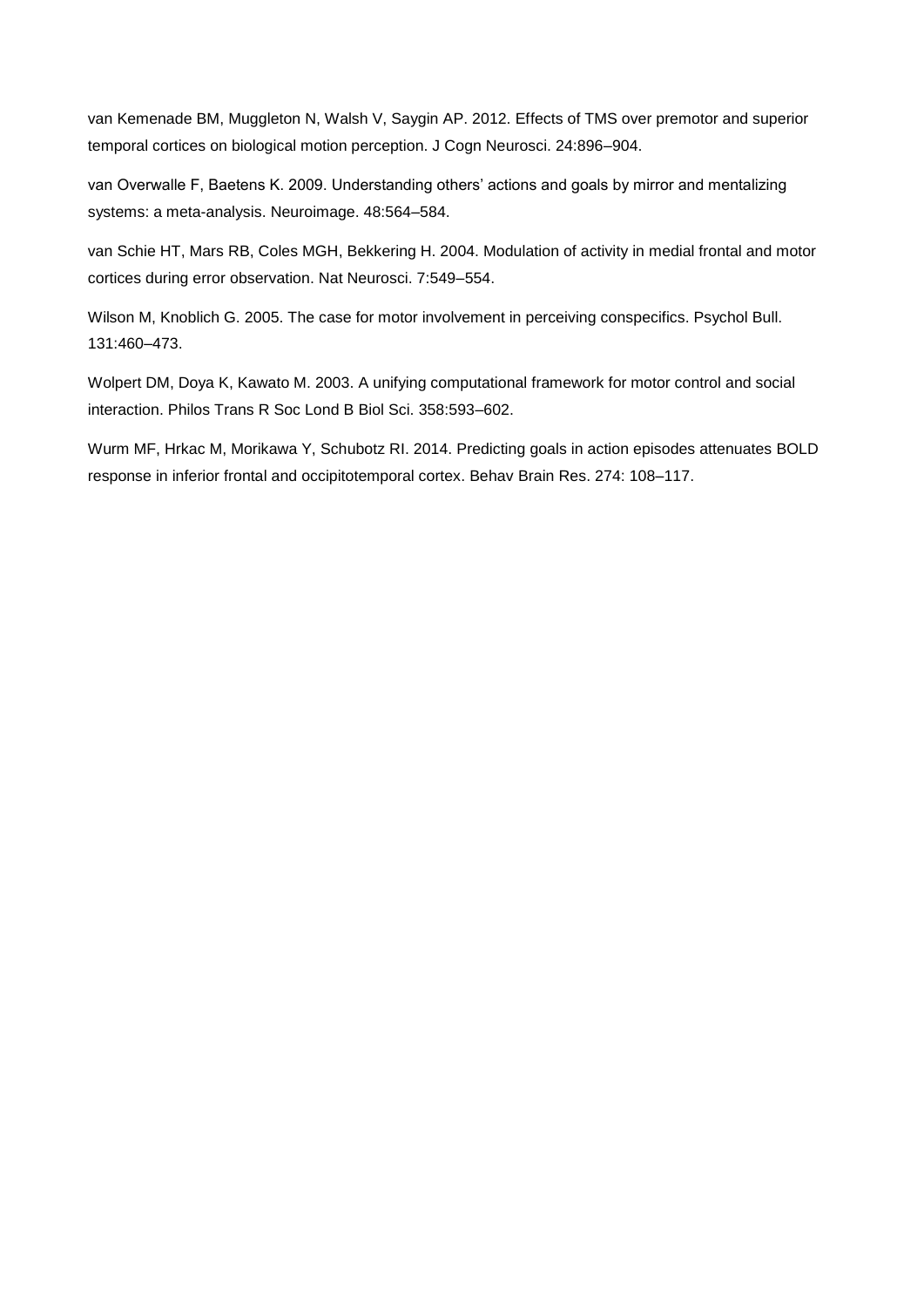van Kemenade BM, Muggleton N, Walsh V, Saygin AP. 2012. Effects of TMS over premotor and superior temporal cortices on biological motion perception. J Cogn Neurosci. 24:896–904.

van Overwalle F, Baetens K. 2009. Understanding others' actions and goals by mirror and mentalizing systems: a meta-analysis. Neuroimage. 48:564–584.

van Schie HT, Mars RB, Coles MGH, Bekkering H. 2004. Modulation of activity in medial frontal and motor cortices during error observation. Nat Neurosci. 7:549–554.

Wilson M, Knoblich G. 2005. The case for motor involvement in perceiving conspecifics. Psychol Bull. 131:460–473.

Wolpert DM, Doya K, Kawato M. 2003. A unifying computational framework for motor control and social interaction. Philos Trans R Soc Lond B Biol Sci. 358:593–602.

Wurm MF, Hrkac M, Morikawa Y, Schubotz RI. 2014. Predicting goals in action episodes attenuates BOLD response in inferior frontal and occipitotemporal cortex. Behav Brain Res. 274: 108–117.